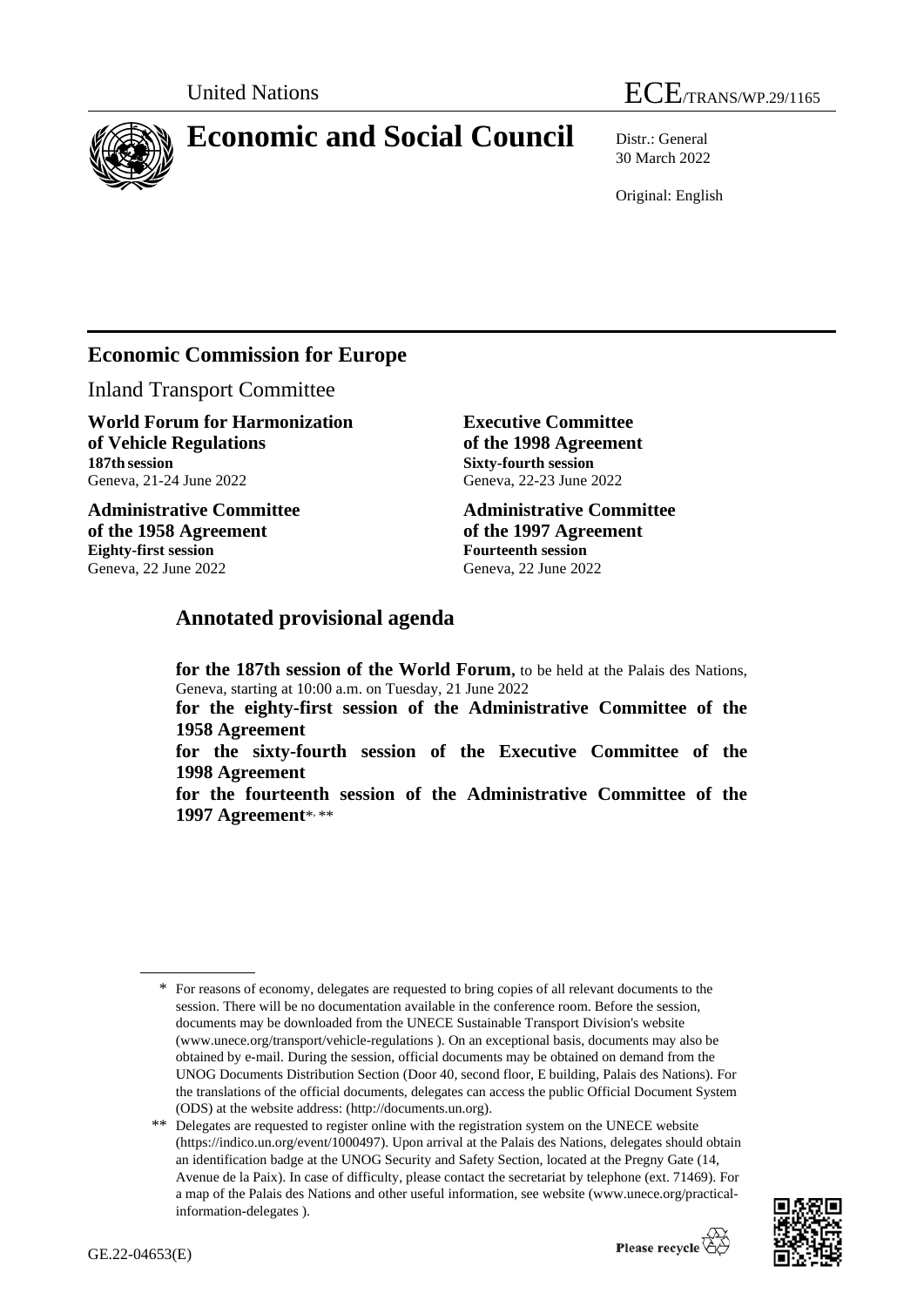United Nations ECE/TRANS/WP.29/1165

# Economic and Social Council

Distr.: General
30 March 2022

Original: English

## Economic Commission for Europe

Inland Transport Committee

**World Forum for Harmonization of Vehicle Regulations**
**187th session**
Geneva, 21-24 June 2022

**Administrative Committee of the 1958 Agreement**
**Eighty-first session**
Geneva, 22 June 2022

**Executive Committee of the 1998 Agreement**
**Sixty-fourth session**
Geneva, 22-23 June 2022

**Administrative Committee of the 1997 Agreement**
**Fourteenth session**
Geneva, 22 June 2022

## Annotated provisional agenda

**for the 187th session of the World Forum,** to be held at the Palais des Nations, Geneva, starting at 10:00 a.m. on Tuesday, 21 June 2022

**for the eighty-first session of the Administrative Committee of the 1958 Agreement**

**for the sixty-fourth session of the Executive Committee of the 1998 Agreement**

**for the fourteenth session of the Administrative Committee of the 1997 Agreement**[\*, \*\*]

---

\* For reasons of economy, delegates are requested to bring copies of all relevant documents to the session. There will be no documentation available in the conference room. Before the session, documents may be downloaded from the UNECE Sustainable Transport Division's website (www.unece.org/transport/vehicle-regulations ). On an exceptional basis, documents may also be obtained by e-mail. During the session, official documents may be obtained on demand from the UNOG Documents Distribution Section (Door 40, second floor, E building, Palais des Nations). For the translations of the official documents, delegates can access the public Official Document System (ODS) at the website address: (http://documents.un.org).

\*\* Delegates are requested to register online with the registration system on the UNECE website (https://indico.un.org/event/1000497). Upon arrival at the Palais des Nations, delegates should obtain an identification badge at the UNOG Security and Safety Section, located at the Pregny Gate (14, Avenue de la Paix). In case of difficulty, please contact the secretariat by telephone (ext. 71469). For a map of the Palais des Nations and other useful information, see website (www.unece.org/practical-information-delegates ).

GE.22-04653(E)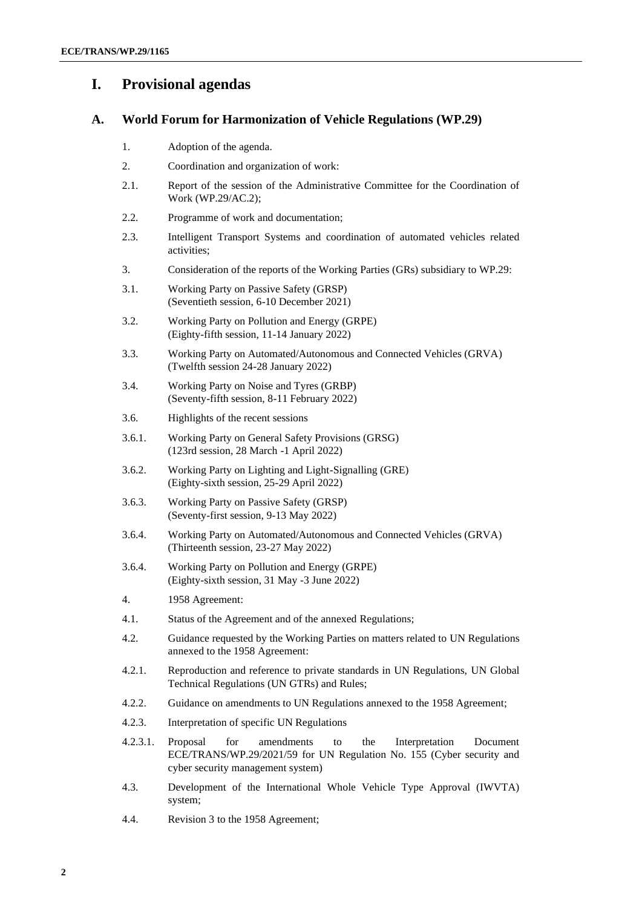# I. Provisional agendas

## A. World Forum for Harmonization of Vehicle Regulations (WP.29)

1. Adoption of the agenda.

2. Coordination and organization of work:

2.1. Report of the session of the Administrative Committee for the Coordination of Work (WP.29/AC.2);

2.2. Programme of work and documentation;

2.3. Intelligent Transport Systems and coordination of automated vehicles related activities;

3. Consideration of the reports of the Working Parties (GRs) subsidiary to WP.29:

3.1. Working Party on Passive Safety (GRSP)
(Seventieth session, 6-10 December 2021)

3.2. Working Party on Pollution and Energy (GRPE)
(Eighty-fifth session, 11-14 January 2022)

3.3. Working Party on Automated/Autonomous and Connected Vehicles (GRVA)
(Twelfth session 24-28 January 2022)

3.4. Working Party on Noise and Tyres (GRBP)
(Seventy-fifth session, 8-11 February 2022)

3.6. Highlights of the recent sessions

3.6.1. Working Party on General Safety Provisions (GRSG)
(123rd session, 28 March -1 April 2022)

3.6.2. Working Party on Lighting and Light-Signalling (GRE)
(Eighty-sixth session, 25-29 April 2022)

3.6.3. Working Party on Passive Safety (GRSP)
(Seventy-first session, 9-13 May 2022)

3.6.4. Working Party on Automated/Autonomous and Connected Vehicles (GRVA)
(Thirteenth session, 23-27 May 2022)

3.6.4. Working Party on Pollution and Energy (GRPE)
(Eighty-sixth session, 31 May -3 June 2022)

4. 1958 Agreement:

4.1. Status of the Agreement and of the annexed Regulations;

4.2. Guidance requested by the Working Parties on matters related to UN Regulations annexed to the 1958 Agreement:

4.2.1. Reproduction and reference to private standards in UN Regulations, UN Global Technical Regulations (UN GTRs) and Rules;

4.2.2. Guidance on amendments to UN Regulations annexed to the 1958 Agreement;

4.2.3. Interpretation of specific UN Regulations

4.2.3.1. Proposal for amendments to the Interpretation Document ECE/TRANS/WP.29/2021/59 for UN Regulation No. 155 (Cyber security and cyber security management system)

4.3. Development of the International Whole Vehicle Type Approval (IWVTA) system;

4.4. Revision 3 to the 1958 Agreement;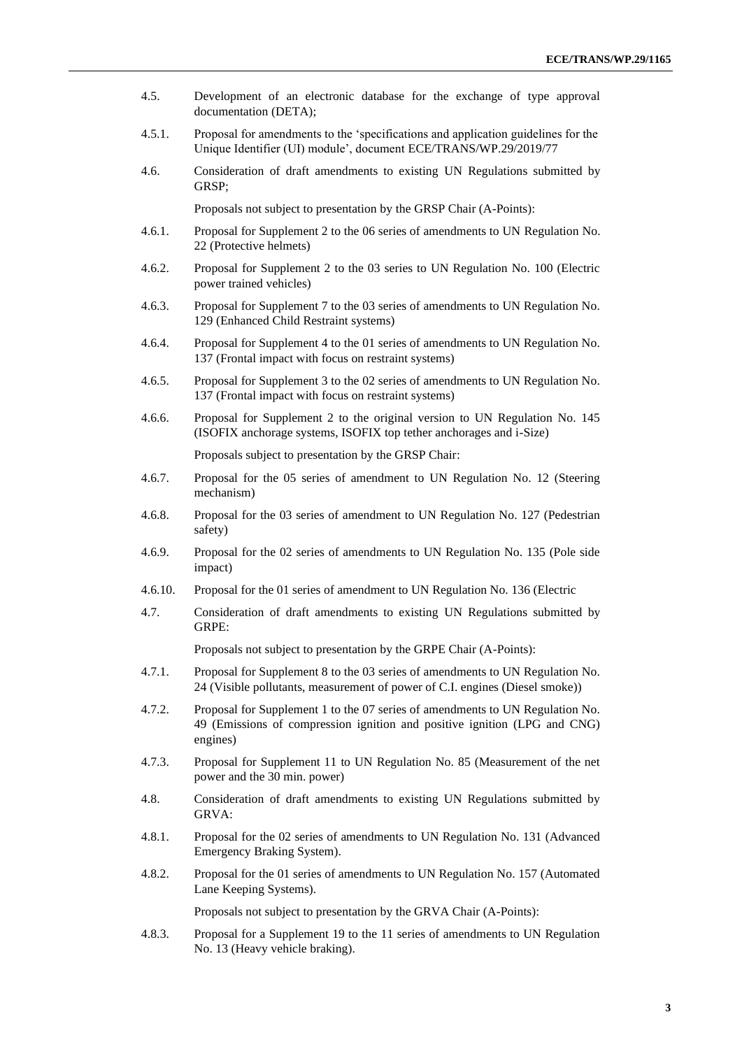4.5. Development of an electronic database for the exchange of type approval documentation (DETA);

4.5.1. Proposal for amendments to the 'specifications and application guidelines for the Unique Identifier (UI) module', document ECE/TRANS/WP.29/2019/77

4.6. Consideration of draft amendments to existing UN Regulations submitted by GRSP;

Proposals not subject to presentation by the GRSP Chair (A-Points):

4.6.1. Proposal for Supplement 2 to the 06 series of amendments to UN Regulation No. 22 (Protective helmets)

4.6.2. Proposal for Supplement 2 to the 03 series to UN Regulation No. 100 (Electric power trained vehicles)

4.6.3. Proposal for Supplement 7 to the 03 series of amendments to UN Regulation No. 129 (Enhanced Child Restraint systems)

4.6.4. Proposal for Supplement 4 to the 01 series of amendments to UN Regulation No. 137 (Frontal impact with focus on restraint systems)

4.6.5. Proposal for Supplement 3 to the 02 series of amendments to UN Regulation No. 137 (Frontal impact with focus on restraint systems)

4.6.6. Proposal for Supplement 2 to the original version to UN Regulation No. 145 (ISOFIX anchorage systems, ISOFIX top tether anchorages and i-Size)

Proposals subject to presentation by the GRSP Chair:

4.6.7. Proposal for the 05 series of amendment to UN Regulation No. 12 (Steering mechanism)

4.6.8. Proposal for the 03 series of amendment to UN Regulation No. 127 (Pedestrian safety)

4.6.9. Proposal for the 02 series of amendments to UN Regulation No. 135 (Pole side impact)

4.6.10. Proposal for the 01 series of amendment to UN Regulation No. 136 (Electric

4.7. Consideration of draft amendments to existing UN Regulations submitted by GRPE:

Proposals not subject to presentation by the GRPE Chair (A-Points):

4.7.1. Proposal for Supplement 8 to the 03 series of amendments to UN Regulation No. 24 (Visible pollutants, measurement of power of C.I. engines (Diesel smoke))

4.7.2. Proposal for Supplement 1 to the 07 series of amendments to UN Regulation No. 49 (Emissions of compression ignition and positive ignition (LPG and CNG) engines)

4.7.3. Proposal for Supplement 11 to UN Regulation No. 85 (Measurement of the net power and the 30 min. power)

4.8. Consideration of draft amendments to existing UN Regulations submitted by GRVA:

4.8.1. Proposal for the 02 series of amendments to UN Regulation No. 131 (Advanced Emergency Braking System).

4.8.2. Proposal for the 01 series of amendments to UN Regulation No. 157 (Automated Lane Keeping Systems).

Proposals not subject to presentation by the GRVA Chair (A-Points):

4.8.3. Proposal for a Supplement 19 to the 11 series of amendments to UN Regulation No. 13 (Heavy vehicle braking).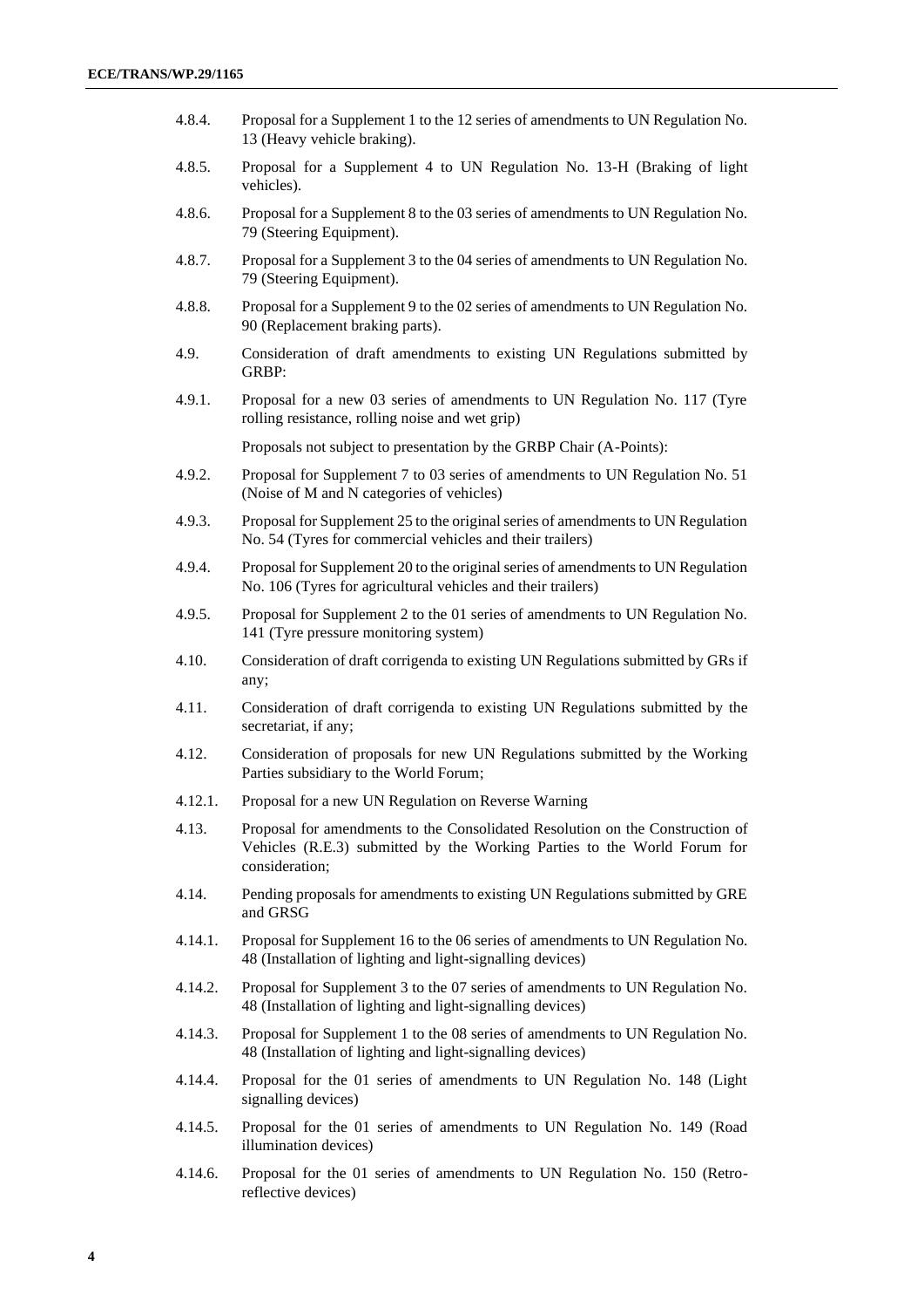4.8.4. Proposal for a Supplement 1 to the 12 series of amendments to UN Regulation No. 13 (Heavy vehicle braking).

4.8.5. Proposal for a Supplement 4 to UN Regulation No. 13-H (Braking of light vehicles).

4.8.6. Proposal for a Supplement 8 to the 03 series of amendments to UN Regulation No. 79 (Steering Equipment).

4.8.7. Proposal for a Supplement 3 to the 04 series of amendments to UN Regulation No. 79 (Steering Equipment).

4.8.8. Proposal for a Supplement 9 to the 02 series of amendments to UN Regulation No. 90 (Replacement braking parts).

4.9. Consideration of draft amendments to existing UN Regulations submitted by GRBP:

4.9.1. Proposal for a new 03 series of amendments to UN Regulation No. 117 (Tyre rolling resistance, rolling noise and wet grip)

Proposals not subject to presentation by the GRBP Chair (A-Points):

4.9.2. Proposal for Supplement 7 to 03 series of amendments to UN Regulation No. 51 (Noise of M and N categories of vehicles)

4.9.3. Proposal for Supplement 25 to the original series of amendments to UN Regulation No. 54 (Tyres for commercial vehicles and their trailers)

4.9.4. Proposal for Supplement 20 to the original series of amendments to UN Regulation No. 106 (Tyres for agricultural vehicles and their trailers)

4.9.5. Proposal for Supplement 2 to the 01 series of amendments to UN Regulation No. 141 (Tyre pressure monitoring system)

4.10. Consideration of draft corrigenda to existing UN Regulations submitted by GRs if any;

4.11. Consideration of draft corrigenda to existing UN Regulations submitted by the secretariat, if any;

4.12. Consideration of proposals for new UN Regulations submitted by the Working Parties subsidiary to the World Forum;

4.12.1. Proposal for a new UN Regulation on Reverse Warning

4.13. Proposal for amendments to the Consolidated Resolution on the Construction of Vehicles (R.E.3) submitted by the Working Parties to the World Forum for consideration;

4.14. Pending proposals for amendments to existing UN Regulations submitted by GRE and GRSG

4.14.1. Proposal for Supplement 16 to the 06 series of amendments to UN Regulation No. 48 (Installation of lighting and light-signalling devices)

4.14.2. Proposal for Supplement 3 to the 07 series of amendments to UN Regulation No. 48 (Installation of lighting and light-signalling devices)

4.14.3. Proposal for Supplement 1 to the 08 series of amendments to UN Regulation No. 48 (Installation of lighting and light-signalling devices)

4.14.4. Proposal for the 01 series of amendments to UN Regulation No. 148 (Light signalling devices)

4.14.5. Proposal for the 01 series of amendments to UN Regulation No. 149 (Road illumination devices)

4.14.6. Proposal for the 01 series of amendments to UN Regulation No. 150 (Retro-reflective devices)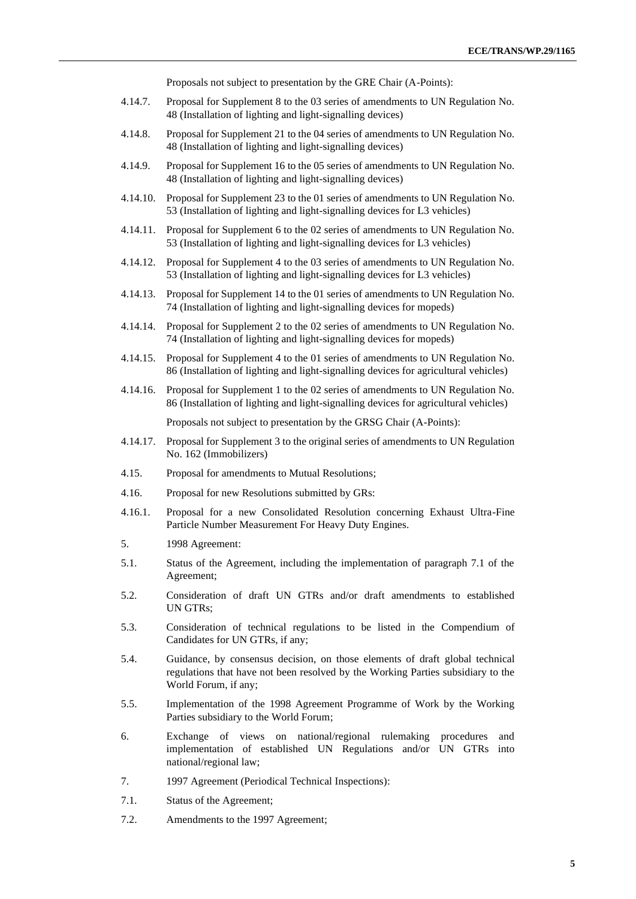Proposals not subject to presentation by the GRE Chair (A-Points):

4.14.7. Proposal for Supplement 8 to the 03 series of amendments to UN Regulation No. 48 (Installation of lighting and light-signalling devices)

4.14.8. Proposal for Supplement 21 to the 04 series of amendments to UN Regulation No. 48 (Installation of lighting and light-signalling devices)

4.14.9. Proposal for Supplement 16 to the 05 series of amendments to UN Regulation No. 48 (Installation of lighting and light-signalling devices)

4.14.10. Proposal for Supplement 23 to the 01 series of amendments to UN Regulation No. 53 (Installation of lighting and light-signalling devices for L3 vehicles)

4.14.11. Proposal for Supplement 6 to the 02 series of amendments to UN Regulation No. 53 (Installation of lighting and light-signalling devices for L3 vehicles)

4.14.12. Proposal for Supplement 4 to the 03 series of amendments to UN Regulation No. 53 (Installation of lighting and light-signalling devices for L3 vehicles)

4.14.13. Proposal for Supplement 14 to the 01 series of amendments to UN Regulation No. 74 (Installation of lighting and light-signalling devices for mopeds)

4.14.14. Proposal for Supplement 2 to the 02 series of amendments to UN Regulation No. 74 (Installation of lighting and light-signalling devices for mopeds)

4.14.15. Proposal for Supplement 4 to the 01 series of amendments to UN Regulation No. 86 (Installation of lighting and light-signalling devices for agricultural vehicles)

4.14.16. Proposal for Supplement 1 to the 02 series of amendments to UN Regulation No. 86 (Installation of lighting and light-signalling devices for agricultural vehicles)

Proposals not subject to presentation by the GRSG Chair (A-Points):

4.14.17. Proposal for Supplement 3 to the original series of amendments to UN Regulation No. 162 (Immobilizers)

4.15. Proposal for amendments to Mutual Resolutions;

4.16. Proposal for new Resolutions submitted by GRs:

4.16.1. Proposal for a new Consolidated Resolution concerning Exhaust Ultra-Fine Particle Number Measurement For Heavy Duty Engines.

5. 1998 Agreement:

5.1. Status of the Agreement, including the implementation of paragraph 7.1 of the Agreement;

5.2. Consideration of draft UN GTRs and/or draft amendments to established UN GTRs;

5.3. Consideration of technical regulations to be listed in the Compendium of Candidates for UN GTRs, if any;

5.4. Guidance, by consensus decision, on those elements of draft global technical regulations that have not been resolved by the Working Parties subsidiary to the World Forum, if any;

5.5. Implementation of the 1998 Agreement Programme of Work by the Working Parties subsidiary to the World Forum;

6. Exchange of views on national/regional rulemaking procedures and implementation of established UN Regulations and/or UN GTRs into national/regional law;

7. 1997 Agreement (Periodical Technical Inspections):

7.1. Status of the Agreement;

7.2. Amendments to the 1997 Agreement;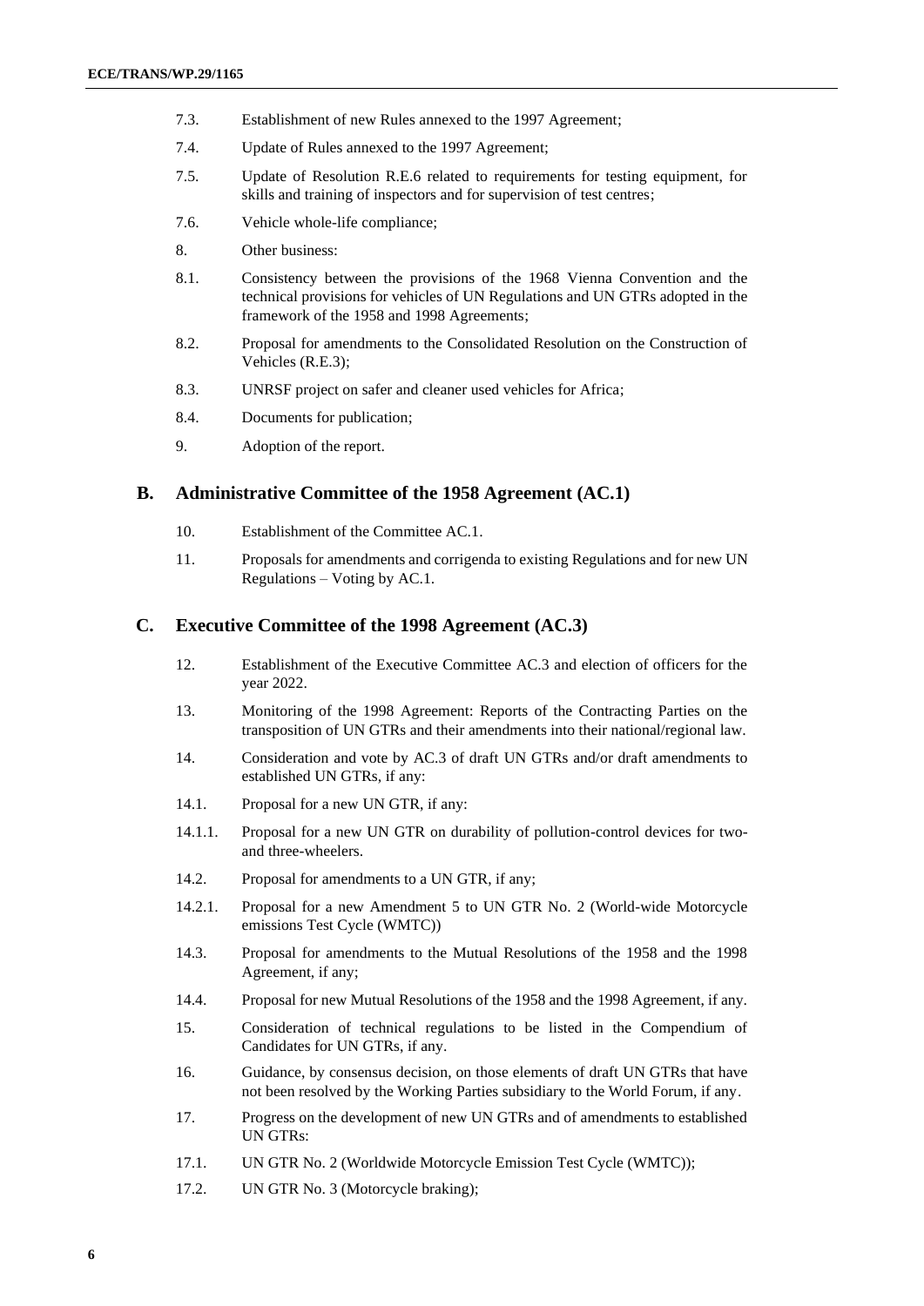7.3. Establishment of new Rules annexed to the 1997 Agreement;

7.4. Update of Rules annexed to the 1997 Agreement;

7.5. Update of Resolution R.E.6 related to requirements for testing equipment, for skills and training of inspectors and for supervision of test centres;

7.6. Vehicle whole-life compliance;

8. Other business:

8.1. Consistency between the provisions of the 1968 Vienna Convention and the technical provisions for vehicles of UN Regulations and UN GTRs adopted in the framework of the 1958 and 1998 Agreements;

8.2. Proposal for amendments to the Consolidated Resolution on the Construction of Vehicles (R.E.3);

8.3. UNRSF project on safer and cleaner used vehicles for Africa;

8.4. Documents for publication;

9. Adoption of the report.

## B. Administrative Committee of the 1958 Agreement (AC.1)

10. Establishment of the Committee AC.1.

11. Proposals for amendments and corrigenda to existing Regulations and for new UN Regulations – Voting by AC.1.

## C. Executive Committee of the 1998 Agreement (AC.3)

12. Establishment of the Executive Committee AC.3 and election of officers for the year 2022.

13. Monitoring of the 1998 Agreement: Reports of the Contracting Parties on the transposition of UN GTRs and their amendments into their national/regional law.

14. Consideration and vote by AC.3 of draft UN GTRs and/or draft amendments to established UN GTRs, if any:

14.1. Proposal for a new UN GTR, if any:

14.1.1. Proposal for a new UN GTR on durability of pollution-control devices for two- and three-wheelers.

14.2. Proposal for amendments to a UN GTR, if any;

14.2.1. Proposal for a new Amendment 5 to UN GTR No. 2 (World-wide Motorcycle emissions Test Cycle (WMTC))

14.3. Proposal for amendments to the Mutual Resolutions of the 1958 and the 1998 Agreement, if any;

14.4. Proposal for new Mutual Resolutions of the 1958 and the 1998 Agreement, if any.

15. Consideration of technical regulations to be listed in the Compendium of Candidates for UN GTRs, if any.

16. Guidance, by consensus decision, on those elements of draft UN GTRs that have not been resolved by the Working Parties subsidiary to the World Forum, if any.

17. Progress on the development of new UN GTRs and of amendments to established UN GTRs:

17.1. UN GTR No. 2 (Worldwide Motorcycle Emission Test Cycle (WMTC));

17.2. UN GTR No. 3 (Motorcycle braking);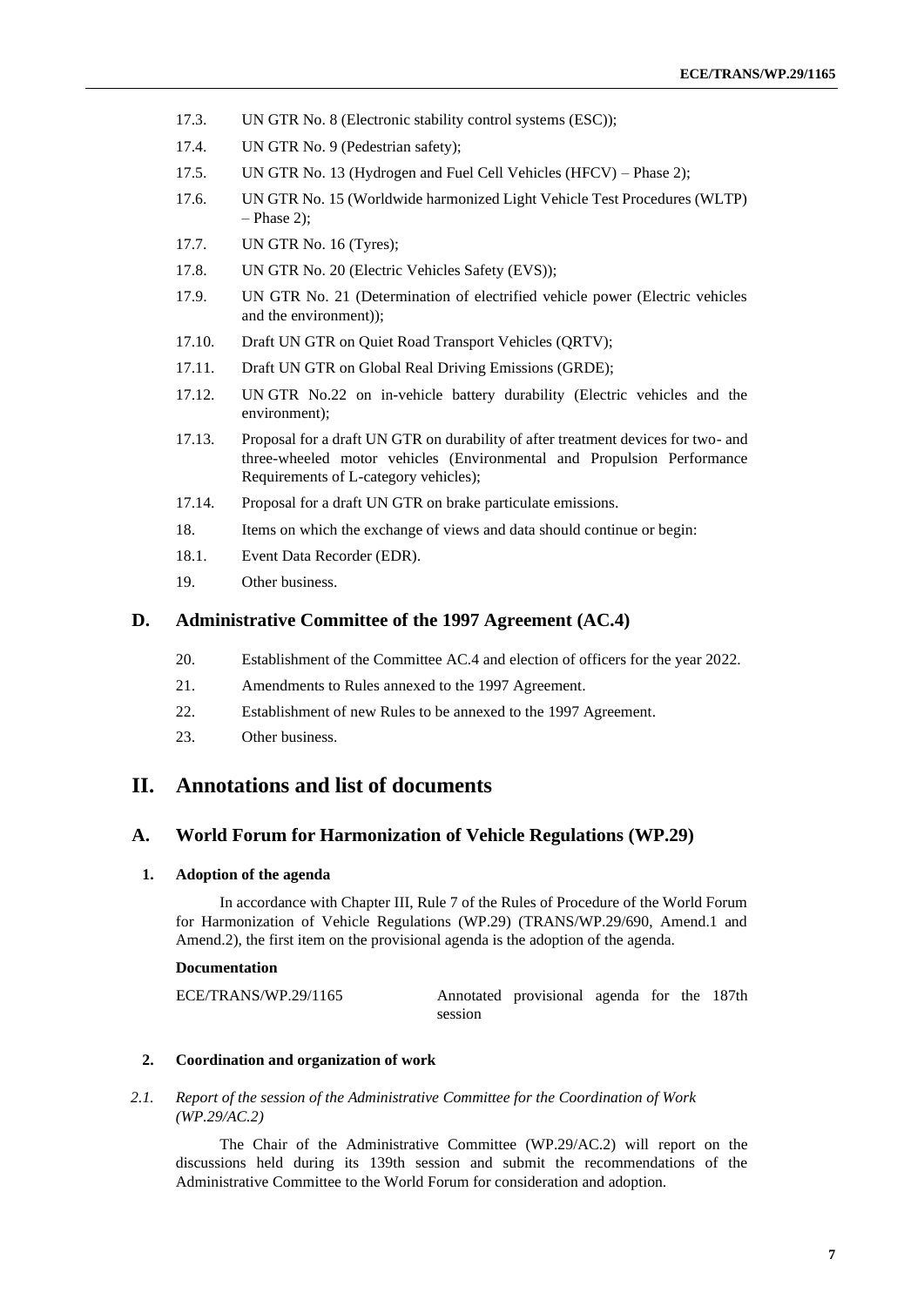17.3. UN GTR No. 8 (Electronic stability control systems (ESC));

17.4. UN GTR No. 9 (Pedestrian safety);

17.5. UN GTR No. 13 (Hydrogen and Fuel Cell Vehicles (HFCV) – Phase 2);

17.6. UN GTR No. 15 (Worldwide harmonized Light Vehicle Test Procedures (WLTP) – Phase 2);

17.7. UN GTR No. 16 (Tyres);

17.8. UN GTR No. 20 (Electric Vehicles Safety (EVS));

17.9. UN GTR No. 21 (Determination of electrified vehicle power (Electric vehicles and the environment));

17.10. Draft UN GTR on Quiet Road Transport Vehicles (QRTV);

17.11. Draft UN GTR on Global Real Driving Emissions (GRDE);

17.12. UN GTR No.22 on in-vehicle battery durability (Electric vehicles and the environment);

17.13. Proposal for a draft UN GTR on durability of after treatment devices for two- and three-wheeled motor vehicles (Environmental and Propulsion Performance Requirements of L-category vehicles);

17.14. Proposal for a draft UN GTR on brake particulate emissions.

18. Items on which the exchange of views and data should continue or begin:

18.1. Event Data Recorder (EDR).

19. Other business.

## D. Administrative Committee of the 1997 Agreement (AC.4)

20. Establishment of the Committee AC.4 and election of officers for the year 2022.

21. Amendments to Rules annexed to the 1997 Agreement.

22. Establishment of new Rules to be annexed to the 1997 Agreement.

23. Other business.

# II. Annotations and list of documents

## A. World Forum for Harmonization of Vehicle Regulations (WP.29)

### 1. Adoption of the agenda

In accordance with Chapter III, Rule 7 of the Rules of Procedure of the World Forum for Harmonization of Vehicle Regulations (WP.29) (TRANS/WP.29/690, Amend.1 and Amend.2), the first item on the provisional agenda is the adoption of the agenda.

**Documentation**

| ECE/TRANS/WP.29/1165 | Annotated provisional agenda for the 187th session |
|---|---|

### 2. Coordination and organization of work

*2.1. Report of the session of the Administrative Committee for the Coordination of Work (WP.29/AC.2)*

The Chair of the Administrative Committee (WP.29/AC.2) will report on the discussions held during its 139th session and submit the recommendations of the Administrative Committee to the World Forum for consideration and adoption.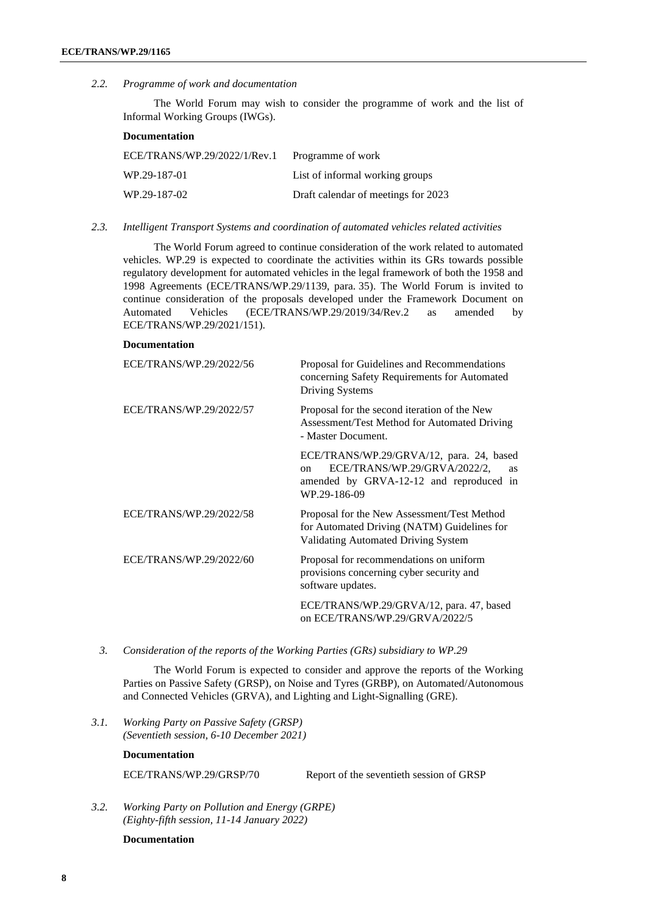*2.2. Programme of work and documentation*

The World Forum may wish to consider the programme of work and the list of Informal Working Groups (IWGs).

**Documentation**

| | |
|---|---|
| ECE/TRANS/WP.29/2022/1/Rev.1 | Programme of work |
| WP.29-187-01 | List of informal working groups |
| WP.29-187-02 | Draft calendar of meetings for 2023 |

*2.3. Intelligent Transport Systems and coordination of automated vehicles related activities*

The World Forum agreed to continue consideration of the work related to automated vehicles. WP.29 is expected to coordinate the activities within its GRs towards possible regulatory development for automated vehicles in the legal framework of both the 1958 and 1998 Agreements (ECE/TRANS/WP.29/1139, para. 35). The World Forum is invited to continue consideration of the proposals developed under the Framework Document on Automated Vehicles (ECE/TRANS/WP.29/2019/34/Rev.2 as amended by ECE/TRANS/WP.29/2021/151).

**Documentation**

| | |
|---|---|
| ECE/TRANS/WP.29/2022/56 | Proposal for Guidelines and Recommendations concerning Safety Requirements for Automated Driving Systems |
| ECE/TRANS/WP.29/2022/57 | Proposal for the second iteration of the New Assessment/Test Method for Automated Driving - Master Document. |
| | ECE/TRANS/WP.29/GRVA/12, para. 24, based on ECE/TRANS/WP.29/GRVA/2022/2, as amended by GRVA-12-12 and reproduced in WP.29-186-09 |
| ECE/TRANS/WP.29/2022/58 | Proposal for the New Assessment/Test Method for Automated Driving (NATM) Guidelines for Validating Automated Driving System |
| ECE/TRANS/WP.29/2022/60 | Proposal for recommendations on uniform provisions concerning cyber security and software updates. |
| | ECE/TRANS/WP.29/GRVA/12, para. 47, based on ECE/TRANS/WP.29/GRVA/2022/5 |

*3. Consideration of the reports of the Working Parties (GRs) subsidiary to WP.29*

The World Forum is expected to consider and approve the reports of the Working Parties on Passive Safety (GRSP), on Noise and Tyres (GRBP), on Automated/Autonomous and Connected Vehicles (GRVA), and Lighting and Light-Signalling (GRE).

*3.1. Working Party on Passive Safety (GRSP)*
*(Seventieth session, 6-10 December 2021)*

**Documentation**

| | |
|---|---|
| ECE/TRANS/WP.29/GRSP/70 | Report of the seventieth session of GRSP |

*3.2. Working Party on Pollution and Energy (GRPE)*
*(Eighty-fifth session, 11-14 January 2022)*

**Documentation**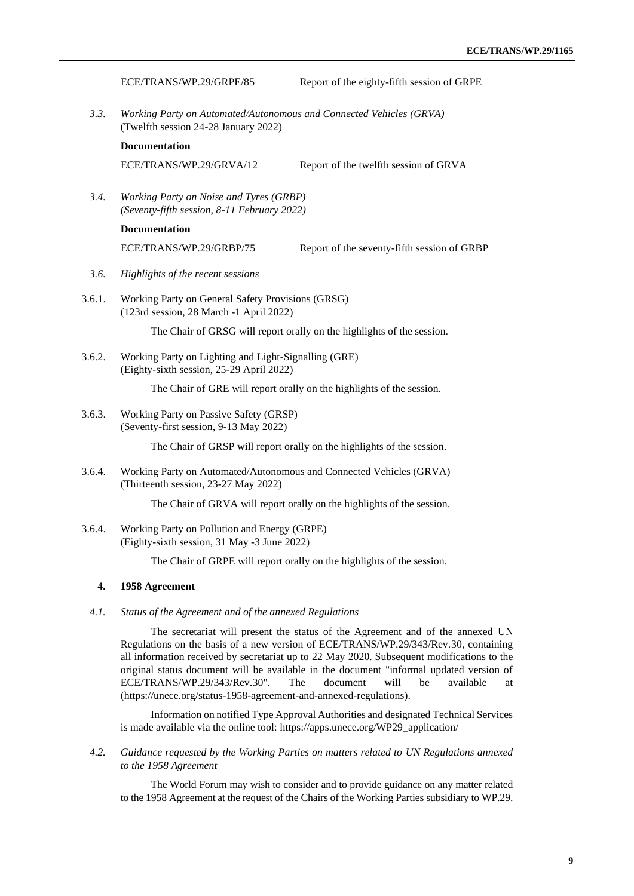ECE/TRANS/WP.29/GRPE/85 Report of the eighty-fifth session of GRPE

*3.3. Working Party on Automated/Autonomous and Connected Vehicles (GRVA)*
(Twelfth session 24-28 January 2022)

**Documentation**

ECE/TRANS/WP.29/GRVA/12 Report of the twelfth session of GRVA

*3.4. Working Party on Noise and Tyres (GRBP)*
*(Seventy-fifth session, 8-11 February 2022)*

**Documentation**

ECE/TRANS/WP.29/GRBP/75 Report of the seventy-fifth session of GRBP

*3.6. Highlights of the recent sessions*

3.6.1. Working Party on General Safety Provisions (GRSG)
(123rd session, 28 March -1 April 2022)

The Chair of GRSG will report orally on the highlights of the session.

3.6.2. Working Party on Lighting and Light-Signalling (GRE)
(Eighty-sixth session, 25-29 April 2022)

The Chair of GRE will report orally on the highlights of the session.

3.6.3. Working Party on Passive Safety (GRSP)
(Seventy-first session, 9-13 May 2022)

The Chair of GRSP will report orally on the highlights of the session.

3.6.4. Working Party on Automated/Autonomous and Connected Vehicles (GRVA)
(Thirteenth session, 23-27 May 2022)

The Chair of GRVA will report orally on the highlights of the session.

3.6.4. Working Party on Pollution and Energy (GRPE)
(Eighty-sixth session, 31 May -3 June 2022)

The Chair of GRPE will report orally on the highlights of the session.

## 4. 1958 Agreement

*4.1. Status of the Agreement and of the annexed Regulations*

The secretariat will present the status of the Agreement and of the annexed UN Regulations on the basis of a new version of ECE/TRANS/WP.29/343/Rev.30, containing all information received by secretariat up to 22 May 2020. Subsequent modifications to the original status document will be available in the document "informal updated version of ECE/TRANS/WP.29/343/Rev.30". The document will be available at (https://unece.org/status-1958-agreement-and-annexed-regulations).

Information on notified Type Approval Authorities and designated Technical Services is made available via the online tool: https://apps.unece.org/WP29_application/

*4.2. Guidance requested by the Working Parties on matters related to UN Regulations annexed to the 1958 Agreement*

The World Forum may wish to consider and to provide guidance on any matter related to the 1958 Agreement at the request of the Chairs of the Working Parties subsidiary to WP.29.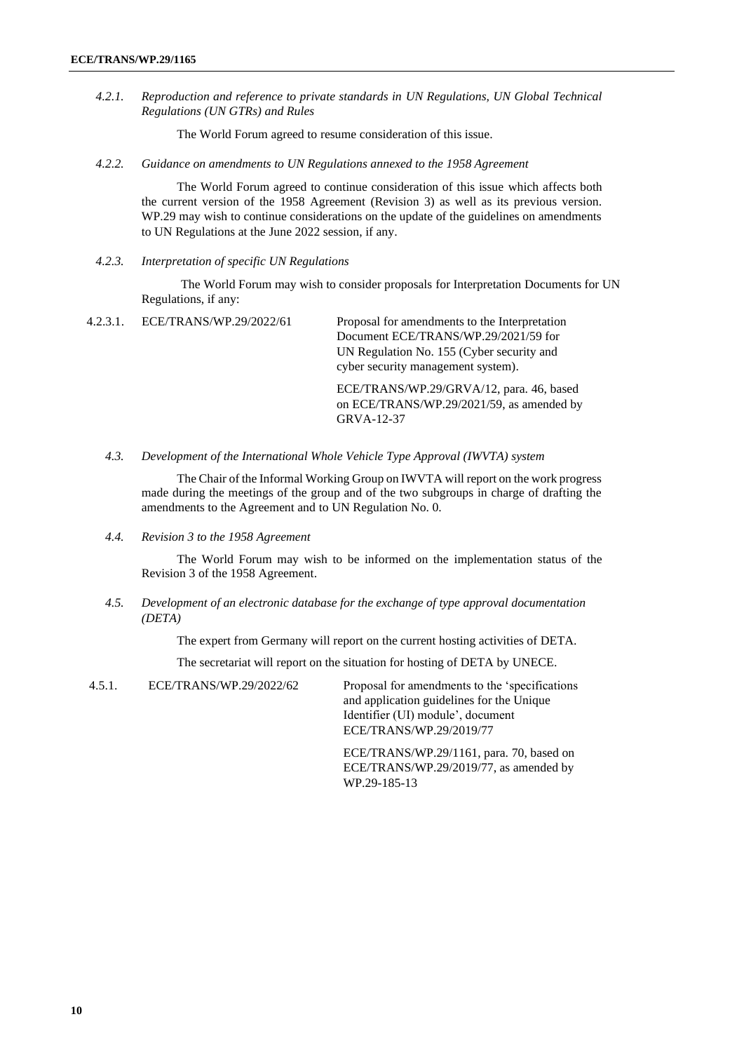*4.2.1. Reproduction and reference to private standards in UN Regulations, UN Global Technical Regulations (UN GTRs) and Rules*

The World Forum agreed to resume consideration of this issue.

*4.2.2. Guidance on amendments to UN Regulations annexed to the 1958 Agreement*

The World Forum agreed to continue consideration of this issue which affects both the current version of the 1958 Agreement (Revision 3) as well as its previous version. WP.29 may wish to continue considerations on the update of the guidelines on amendments to UN Regulations at the June 2022 session, if any.

*4.2.3. Interpretation of specific UN Regulations*

The World Forum may wish to consider proposals for Interpretation Documents for UN Regulations, if any:

| | | |
|---|---|---|
| 4.2.3.1. | ECE/TRANS/WP.29/2022/61 | Proposal for amendments to the Interpretation Document ECE/TRANS/WP.29/2021/59 for UN Regulation No. 155 (Cyber security and cyber security management system).<br><br>ECE/TRANS/WP.29/GRVA/12, para. 46, based on ECE/TRANS/WP.29/2021/59, as amended by GRVA-12-37 |

*4.3. Development of the International Whole Vehicle Type Approval (IWVTA) system*

The Chair of the Informal Working Group on IWVTA will report on the work progress made during the meetings of the group and of the two subgroups in charge of drafting the amendments to the Agreement and to UN Regulation No. 0.

*4.4. Revision 3 to the 1958 Agreement*

The World Forum may wish to be informed on the implementation status of the Revision 3 of the 1958 Agreement.

*4.5. Development of an electronic database for the exchange of type approval documentation (DETA)*

The expert from Germany will report on the current hosting activities of DETA.

The secretariat will report on the situation for hosting of DETA by UNECE.

| | | |
|---|---|---|
| 4.5.1. | ECE/TRANS/WP.29/2022/62 | Proposal for amendments to the 'specifications and application guidelines for the Unique Identifier (UI) module', document ECE/TRANS/WP.29/2019/77<br><br>ECE/TRANS/WP.29/1161, para. 70, based on ECE/TRANS/WP.29/2019/77, as amended by WP.29-185-13 |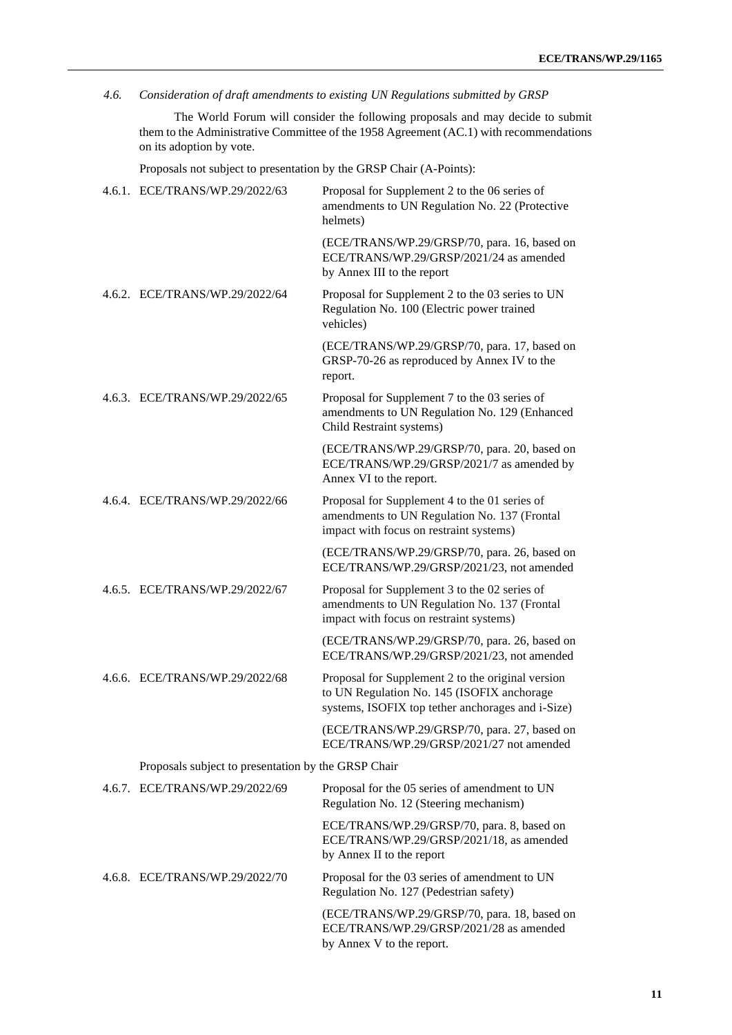*4.6. Consideration of draft amendments to existing UN Regulations submitted by GRSP*

The World Forum will consider the following proposals and may decide to submit them to the Administrative Committee of the 1958 Agreement (AC.1) with recommendations on its adoption by vote.

Proposals not subject to presentation by the GRSP Chair (A-Points):

| | | |
|---|---|---|
| 4.6.1. | ECE/TRANS/WP.29/2022/63 | Proposal for Supplement 2 to the 06 series of amendments to UN Regulation No. 22 (Protective helmets) |
| | | (ECE/TRANS/WP.29/GRSP/70, para. 16, based on ECE/TRANS/WP.29/GRSP/2021/24 as amended by Annex III to the report |
| 4.6.2. | ECE/TRANS/WP.29/2022/64 | Proposal for Supplement 2 to the 03 series to UN Regulation No. 100 (Electric power trained vehicles) |
| | | (ECE/TRANS/WP.29/GRSP/70, para. 17, based on GRSP-70-26 as reproduced by Annex IV to the report. |
| 4.6.3. | ECE/TRANS/WP.29/2022/65 | Proposal for Supplement 7 to the 03 series of amendments to UN Regulation No. 129 (Enhanced Child Restraint systems) |
| | | (ECE/TRANS/WP.29/GRSP/70, para. 20, based on ECE/TRANS/WP.29/GRSP/2021/7 as amended by Annex VI to the report. |
| 4.6.4. | ECE/TRANS/WP.29/2022/66 | Proposal for Supplement 4 to the 01 series of amendments to UN Regulation No. 137 (Frontal impact with focus on restraint systems) |
| | | (ECE/TRANS/WP.29/GRSP/70, para. 26, based on ECE/TRANS/WP.29/GRSP/2021/23, not amended |
| 4.6.5. | ECE/TRANS/WP.29/2022/67 | Proposal for Supplement 3 to the 02 series of amendments to UN Regulation No. 137 (Frontal impact with focus on restraint systems) |
| | | (ECE/TRANS/WP.29/GRSP/70, para. 26, based on ECE/TRANS/WP.29/GRSP/2021/23, not amended |
| 4.6.6. | ECE/TRANS/WP.29/2022/68 | Proposal for Supplement 2 to the original version to UN Regulation No. 145 (ISOFIX anchorage systems, ISOFIX top tether anchorages and i-Size) |
| | | (ECE/TRANS/WP.29/GRSP/70, para. 27, based on ECE/TRANS/WP.29/GRSP/2021/27 not amended |

Proposals subject to presentation by the GRSP Chair

| | | |
|---|---|---|
| 4.6.7. | ECE/TRANS/WP.29/2022/69 | Proposal for the 05 series of amendment to UN Regulation No. 12 (Steering mechanism) |
| | | ECE/TRANS/WP.29/GRSP/70, para. 8, based on ECE/TRANS/WP.29/GRSP/2021/18, as amended by Annex II to the report |
| 4.6.8. | ECE/TRANS/WP.29/2022/70 | Proposal for the 03 series of amendment to UN Regulation No. 127 (Pedestrian safety) |
| | | (ECE/TRANS/WP.29/GRSP/70, para. 18, based on ECE/TRANS/WP.29/GRSP/2021/28 as amended by Annex V to the report. |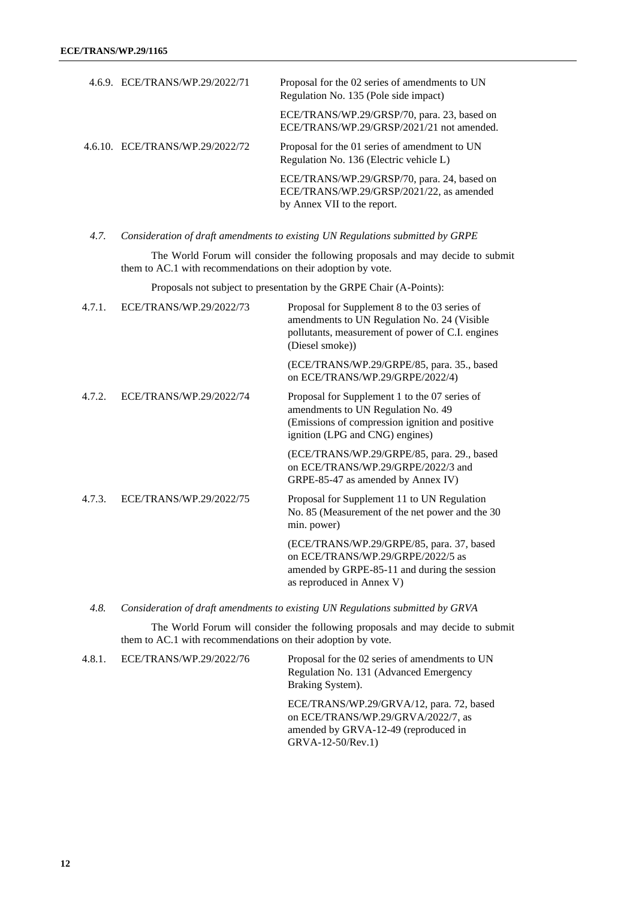| | | |
|---|---|---|
| 4.6.9. | ECE/TRANS/WP.29/2022/71 | Proposal for the 02 series of amendments to UN Regulation No. 135 (Pole side impact) |
| | | ECE/TRANS/WP.29/GRSP/70, para. 23, based on ECE/TRANS/WP.29/GRSP/2021/21 not amended. |
| 4.6.10. | ECE/TRANS/WP.29/2022/72 | Proposal for the 01 series of amendment to UN Regulation No. 136 (Electric vehicle L) |
| | | ECE/TRANS/WP.29/GRSP/70, para. 24, based on ECE/TRANS/WP.29/GRSP/2021/22, as amended by Annex VII to the report. |

*4.7. Consideration of draft amendments to existing UN Regulations submitted by GRPE*

The World Forum will consider the following proposals and may decide to submit them to AC.1 with recommendations on their adoption by vote.

Proposals not subject to presentation by the GRPE Chair (A-Points):

| | | |
|---|---|---|
| 4.7.1. | ECE/TRANS/WP.29/2022/73 | Proposal for Supplement 8 to the 03 series of amendments to UN Regulation No. 24 (Visible pollutants, measurement of power of C.I. engines (Diesel smoke)) |
| | | (ECE/TRANS/WP.29/GRPE/85, para. 35., based on ECE/TRANS/WP.29/GRPE/2022/4) |
| 4.7.2. | ECE/TRANS/WP.29/2022/74 | Proposal for Supplement 1 to the 07 series of amendments to UN Regulation No. 49 (Emissions of compression ignition and positive ignition (LPG and CNG) engines) |
| | | (ECE/TRANS/WP.29/GRPE/85, para. 29., based on ECE/TRANS/WP.29/GRPE/2022/3 and GRPE-85-47 as amended by Annex IV) |
| 4.7.3. | ECE/TRANS/WP.29/2022/75 | Proposal for Supplement 11 to UN Regulation No. 85 (Measurement of the net power and the 30 min. power) |
| | | (ECE/TRANS/WP.29/GRPE/85, para. 37, based on ECE/TRANS/WP.29/GRPE/2022/5 as amended by GRPE-85-11 and during the session as reproduced in Annex V) |

*4.8. Consideration of draft amendments to existing UN Regulations submitted by GRVA*

The World Forum will consider the following proposals and may decide to submit them to AC.1 with recommendations on their adoption by vote.

| | | |
|---|---|---|
| 4.8.1. | ECE/TRANS/WP.29/2022/76 | Proposal for the 02 series of amendments to UN Regulation No. 131 (Advanced Emergency Braking System). |
| | | ECE/TRANS/WP.29/GRVA/12, para. 72, based on ECE/TRANS/WP.29/GRVA/2022/7, as amended by GRVA-12-49 (reproduced in GRVA-12-50/Rev.1) |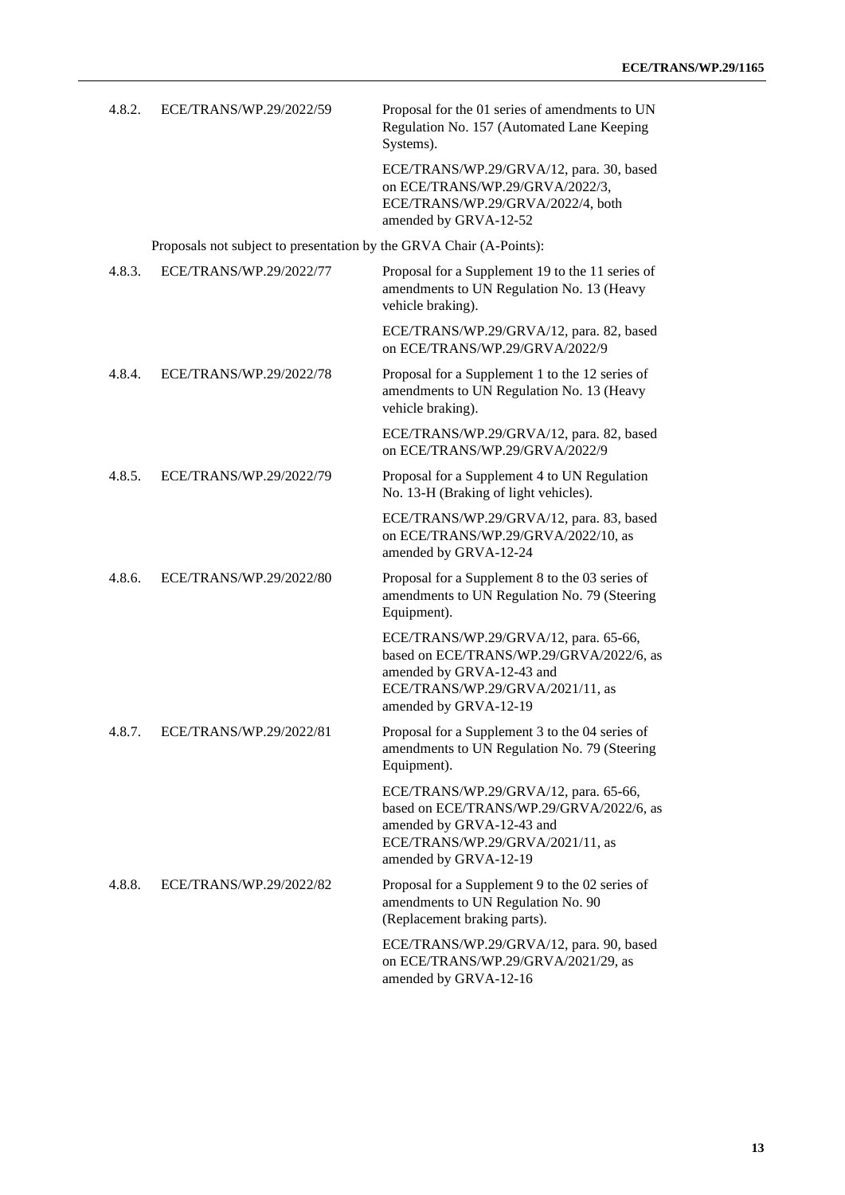| | | |
|---|---|---|
| 4.8.2. | ECE/TRANS/WP.29/2022/59 | Proposal for the 01 series of amendments to UN Regulation No. 157 (Automated Lane Keeping Systems).<br><br>ECE/TRANS/WP.29/GRVA/12, para. 30, based on ECE/TRANS/WP.29/GRVA/2022/3, ECE/TRANS/WP.29/GRVA/2022/4, both amended by GRVA-12-52 |

Proposals not subject to presentation by the GRVA Chair (A-Points):

| | | |
|---|---|---|
| 4.8.3. | ECE/TRANS/WP.29/2022/77 | Proposal for a Supplement 19 to the 11 series of amendments to UN Regulation No. 13 (Heavy vehicle braking).<br><br>ECE/TRANS/WP.29/GRVA/12, para. 82, based on ECE/TRANS/WP.29/GRVA/2022/9 |
| 4.8.4. | ECE/TRANS/WP.29/2022/78 | Proposal for a Supplement 1 to the 12 series of amendments to UN Regulation No. 13 (Heavy vehicle braking).<br><br>ECE/TRANS/WP.29/GRVA/12, para. 82, based on ECE/TRANS/WP.29/GRVA/2022/9 |
| 4.8.5. | ECE/TRANS/WP.29/2022/79 | Proposal for a Supplement 4 to UN Regulation No. 13-H (Braking of light vehicles).<br><br>ECE/TRANS/WP.29/GRVA/12, para. 83, based on ECE/TRANS/WP.29/GRVA/2022/10, as amended by GRVA-12-24 |
| 4.8.6. | ECE/TRANS/WP.29/2022/80 | Proposal for a Supplement 8 to the 03 series of amendments to UN Regulation No. 79 (Steering Equipment).<br><br>ECE/TRANS/WP.29/GRVA/12, para. 65-66, based on ECE/TRANS/WP.29/GRVA/2022/6, as amended by GRVA-12-43 and ECE/TRANS/WP.29/GRVA/2021/11, as amended by GRVA-12-19 |
| 4.8.7. | ECE/TRANS/WP.29/2022/81 | Proposal for a Supplement 3 to the 04 series of amendments to UN Regulation No. 79 (Steering Equipment).<br><br>ECE/TRANS/WP.29/GRVA/12, para. 65-66, based on ECE/TRANS/WP.29/GRVA/2022/6, as amended by GRVA-12-43 and ECE/TRANS/WP.29/GRVA/2021/11, as amended by GRVA-12-19 |
| 4.8.8. | ECE/TRANS/WP.29/2022/82 | Proposal for a Supplement 9 to the 02 series of amendments to UN Regulation No. 90 (Replacement braking parts).<br><br>ECE/TRANS/WP.29/GRVA/12, para. 90, based on ECE/TRANS/WP.29/GRVA/2021/29, as amended by GRVA-12-16 |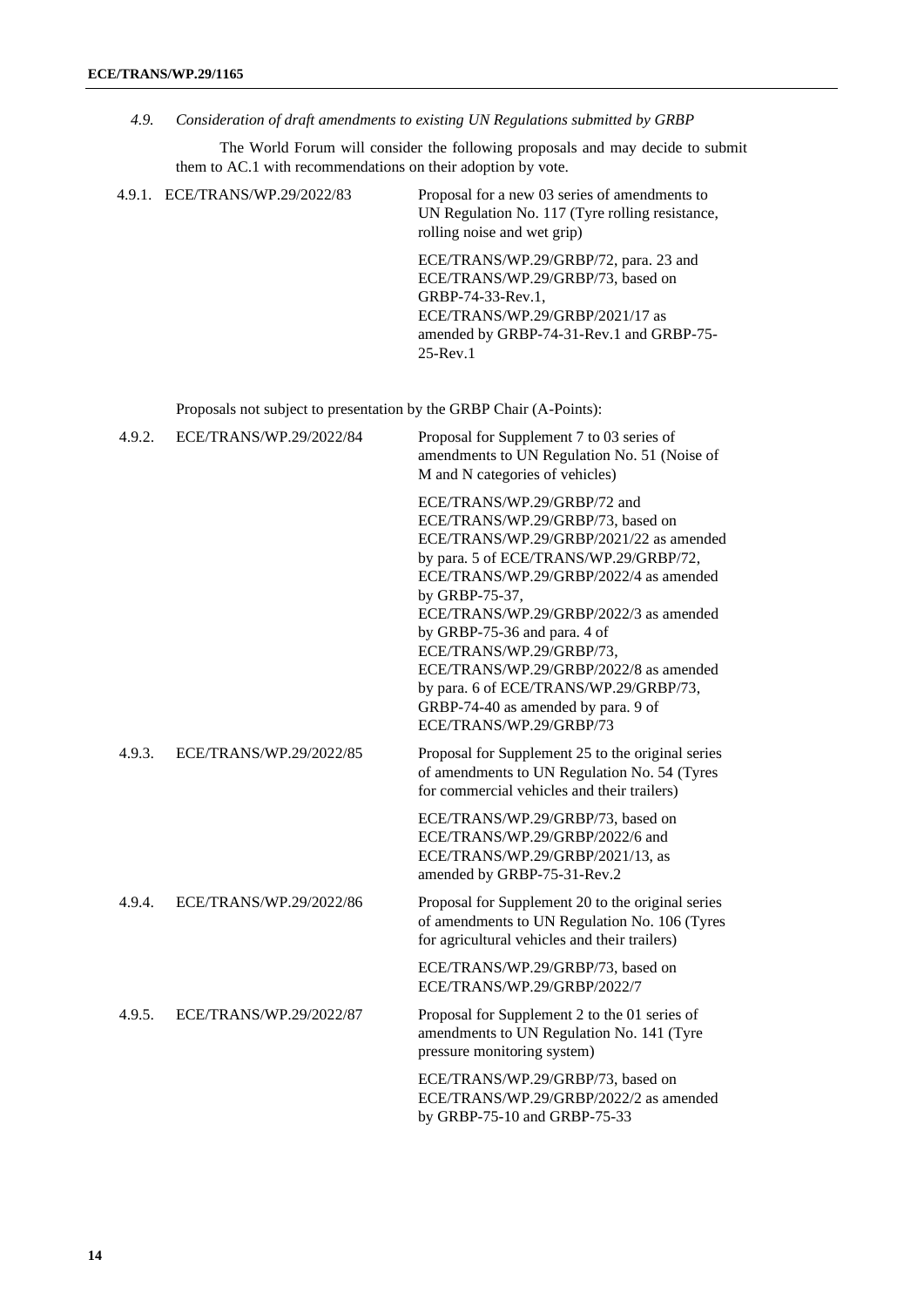*4.9. Consideration of draft amendments to existing UN Regulations submitted by GRBP*

The World Forum will consider the following proposals and may decide to submit them to AC.1 with recommendations on their adoption by vote.

| | | |
|---|---|---|
| 4.9.1. | ECE/TRANS/WP.29/2022/83 | Proposal for a new 03 series of amendments to UN Regulation No. 117 (Tyre rolling resistance, rolling noise and wet grip)<br><br>ECE/TRANS/WP.29/GRBP/72, para. 23 and ECE/TRANS/WP.29/GRBP/73, based on GRBP-74-33-Rev.1, ECE/TRANS/WP.29/GRBP/2021/17 as amended by GRBP-74-31-Rev.1 and GRBP-75-25-Rev.1 |

Proposals not subject to presentation by the GRBP Chair (A-Points):

| | | |
|---|---|---|
| 4.9.2. | ECE/TRANS/WP.29/2022/84 | Proposal for Supplement 7 to 03 series of amendments to UN Regulation No. 51 (Noise of M and N categories of vehicles)<br><br>ECE/TRANS/WP.29/GRBP/72 and ECE/TRANS/WP.29/GRBP/73, based on ECE/TRANS/WP.29/GRBP/2021/22 as amended by para. 5 of ECE/TRANS/WP.29/GRBP/72, ECE/TRANS/WP.29/GRBP/2022/4 as amended by GRBP-75-37, ECE/TRANS/WP.29/GRBP/2022/3 as amended by GRBP-75-36 and para. 4 of ECE/TRANS/WP.29/GRBP/73, ECE/TRANS/WP.29/GRBP/2022/8 as amended by para. 6 of ECE/TRANS/WP.29/GRBP/73, GRBP-74-40 as amended by para. 9 of ECE/TRANS/WP.29/GRBP/73 |
| 4.9.3. | ECE/TRANS/WP.29/2022/85 | Proposal for Supplement 25 to the original series of amendments to UN Regulation No. 54 (Tyres for commercial vehicles and their trailers)<br><br>ECE/TRANS/WP.29/GRBP/73, based on ECE/TRANS/WP.29/GRBP/2022/6 and ECE/TRANS/WP.29/GRBP/2021/13, as amended by GRBP-75-31-Rev.2 |
| 4.9.4. | ECE/TRANS/WP.29/2022/86 | Proposal for Supplement 20 to the original series of amendments to UN Regulation No. 106 (Tyres for agricultural vehicles and their trailers)<br><br>ECE/TRANS/WP.29/GRBP/73, based on ECE/TRANS/WP.29/GRBP/2022/7 |
| 4.9.5. | ECE/TRANS/WP.29/2022/87 | Proposal for Supplement 2 to the 01 series of amendments to UN Regulation No. 141 (Tyre pressure monitoring system)<br><br>ECE/TRANS/WP.29/GRBP/73, based on ECE/TRANS/WP.29/GRBP/2022/2 as amended by GRBP-75-10 and GRBP-75-33 |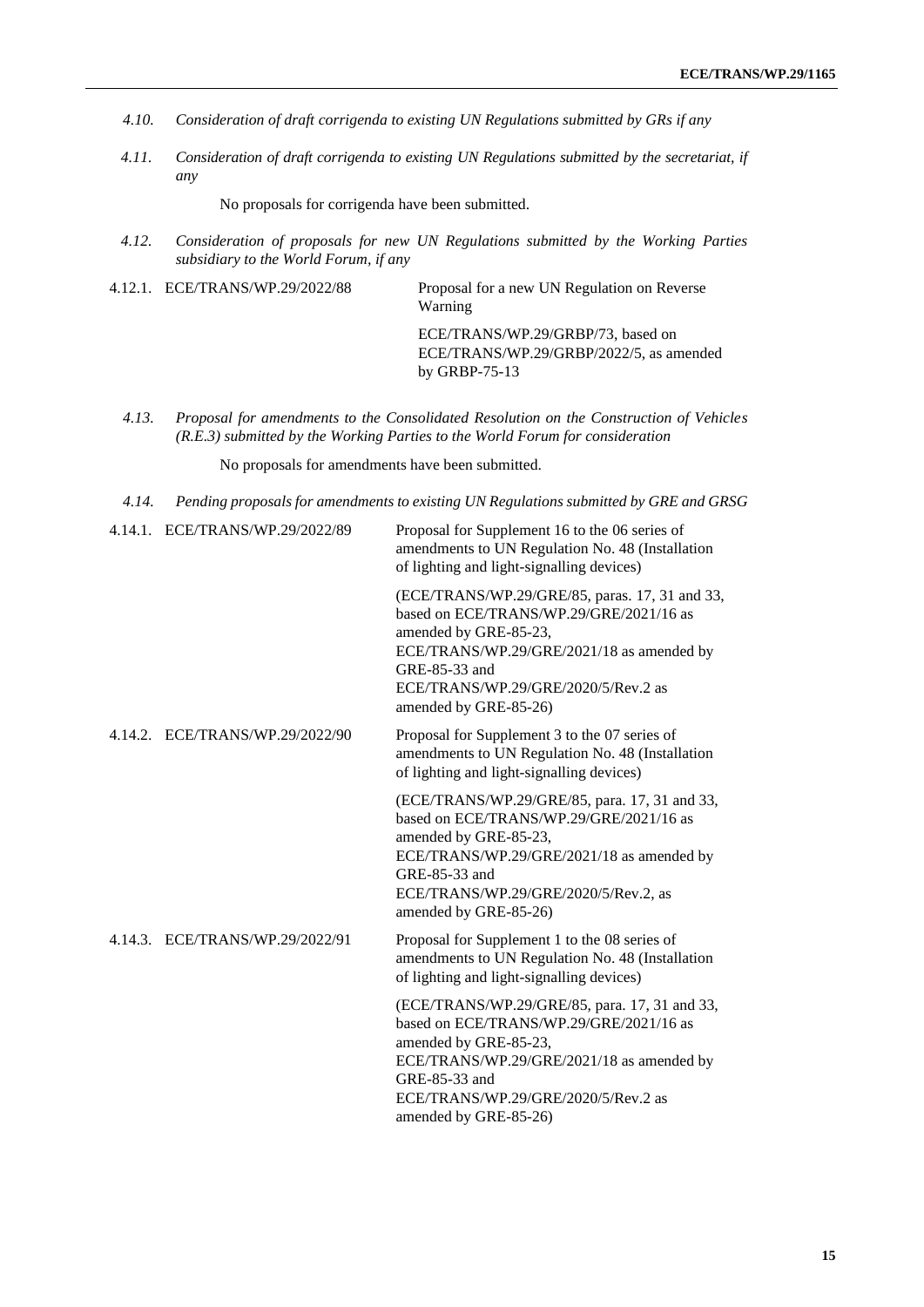*4.10. Consideration of draft corrigenda to existing UN Regulations submitted by GRs if any*

*4.11. Consideration of draft corrigenda to existing UN Regulations submitted by the secretariat, if any*

No proposals for corrigenda have been submitted.

*4.12. Consideration of proposals for new UN Regulations submitted by the Working Parties subsidiary to the World Forum, if any*

| | | |
|---|---|---|
| 4.12.1. | ECE/TRANS/WP.29/2022/88 | Proposal for a new UN Regulation on Reverse Warning<br><br>ECE/TRANS/WP.29/GRBP/73, based on ECE/TRANS/WP.29/GRBP/2022/5, as amended by GRBP-75-13 |

*4.13. Proposal for amendments to the Consolidated Resolution on the Construction of Vehicles (R.E.3) submitted by the Working Parties to the World Forum for consideration*

No proposals for amendments have been submitted.

*4.14. Pending proposals for amendments to existing UN Regulations submitted by GRE and GRSG*

| | | |
|---|---|---|
| 4.14.1. | ECE/TRANS/WP.29/2022/89 | Proposal for Supplement 16 to the 06 series of amendments to UN Regulation No. 48 (Installation of lighting and light-signalling devices)<br><br>(ECE/TRANS/WP.29/GRE/85, paras. 17, 31 and 33, based on ECE/TRANS/WP.29/GRE/2021/16 as amended by GRE-85-23, ECE/TRANS/WP.29/GRE/2021/18 as amended by GRE-85-33 and ECE/TRANS/WP.29/GRE/2020/5/Rev.2 as amended by GRE-85-26) |
| 4.14.2. | ECE/TRANS/WP.29/2022/90 | Proposal for Supplement 3 to the 07 series of amendments to UN Regulation No. 48 (Installation of lighting and light-signalling devices)<br><br>(ECE/TRANS/WP.29/GRE/85, para. 17, 31 and 33, based on ECE/TRANS/WP.29/GRE/2021/16 as amended by GRE-85-23, ECE/TRANS/WP.29/GRE/2021/18 as amended by GRE-85-33 and ECE/TRANS/WP.29/GRE/2020/5/Rev.2, as amended by GRE-85-26) |
| 4.14.3. | ECE/TRANS/WP.29/2022/91 | Proposal for Supplement 1 to the 08 series of amendments to UN Regulation No. 48 (Installation of lighting and light-signalling devices)<br><br>(ECE/TRANS/WP.29/GRE/85, para. 17, 31 and 33, based on ECE/TRANS/WP.29/GRE/2021/16 as amended by GRE-85-23, ECE/TRANS/WP.29/GRE/2021/18 as amended by GRE-85-33 and ECE/TRANS/WP.29/GRE/2020/5/Rev.2 as amended by GRE-85-26) |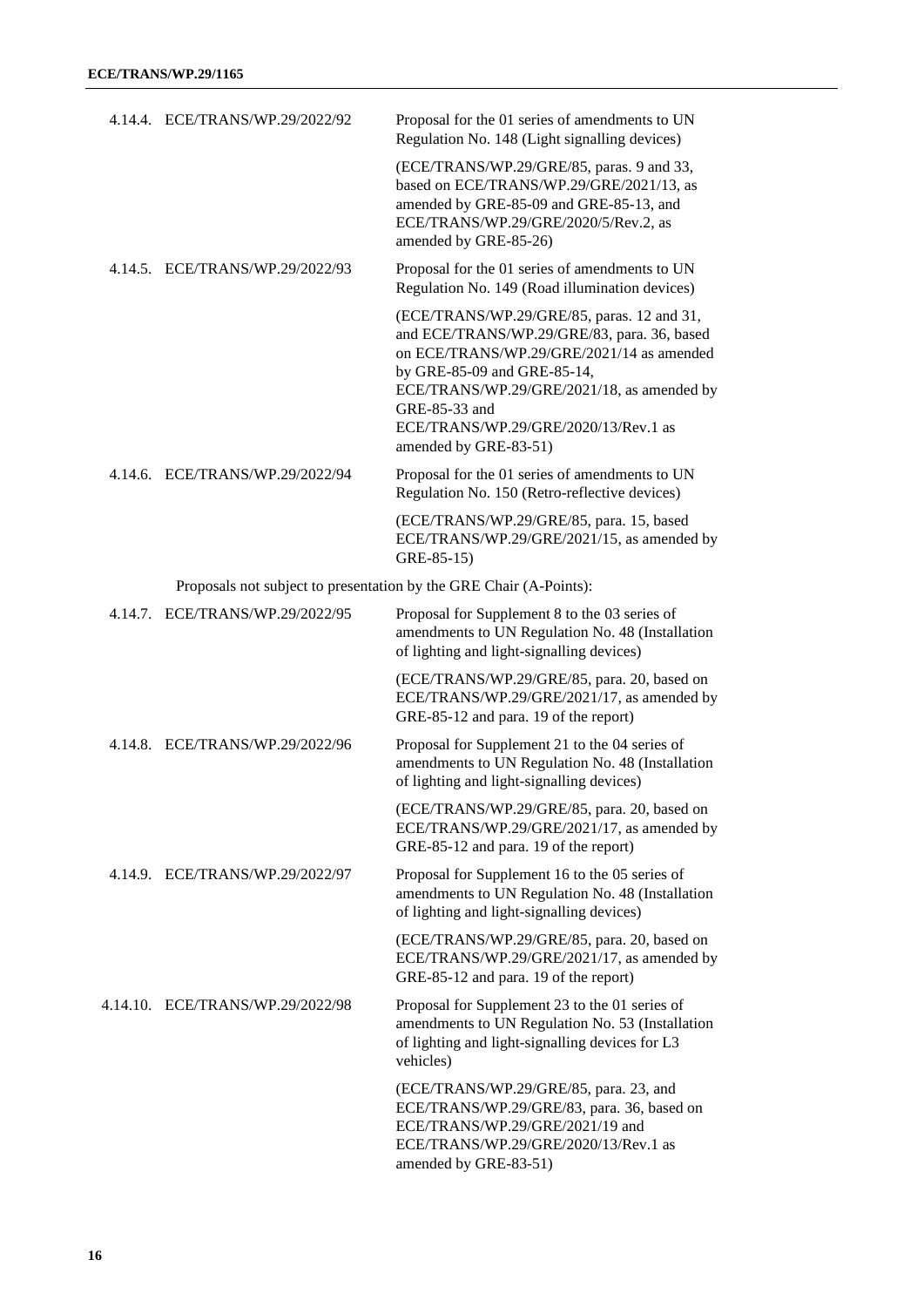| | | |
|---|---|---|
| 4.14.4. | ECE/TRANS/WP.29/2022/92 | Proposal for the 01 series of amendments to UN Regulation No. 148 (Light signalling devices) |
| | | (ECE/TRANS/WP.29/GRE/85, paras. 9 and 33, based on ECE/TRANS/WP.29/GRE/2021/13, as amended by GRE-85-09 and GRE-85-13, and ECE/TRANS/WP.29/GRE/2020/5/Rev.2, as amended by GRE-85-26) |
| 4.14.5. | ECE/TRANS/WP.29/2022/93 | Proposal for the 01 series of amendments to UN Regulation No. 149 (Road illumination devices) |
| | | (ECE/TRANS/WP.29/GRE/85, paras. 12 and 31, and ECE/TRANS/WP.29/GRE/83, para. 36, based on ECE/TRANS/WP.29/GRE/2021/14 as amended by GRE-85-09 and GRE-85-14, ECE/TRANS/WP.29/GRE/2021/18, as amended by GRE-85-33 and ECE/TRANS/WP.29/GRE/2020/13/Rev.1 as amended by GRE-83-51) |
| 4.14.6. | ECE/TRANS/WP.29/2022/94 | Proposal for the 01 series of amendments to UN Regulation No. 150 (Retro-reflective devices) |
| | | (ECE/TRANS/WP.29/GRE/85, para. 15, based ECE/TRANS/WP.29/GRE/2021/15, as amended by GRE-85-15) |

Proposals not subject to presentation by the GRE Chair (A-Points):

| | | |
|---|---|---|
| 4.14.7. | ECE/TRANS/WP.29/2022/95 | Proposal for Supplement 8 to the 03 series of amendments to UN Regulation No. 48 (Installation of lighting and light-signalling devices) |
| | | (ECE/TRANS/WP.29/GRE/85, para. 20, based on ECE/TRANS/WP.29/GRE/2021/17, as amended by GRE-85-12 and para. 19 of the report) |
| 4.14.8. | ECE/TRANS/WP.29/2022/96 | Proposal for Supplement 21 to the 04 series of amendments to UN Regulation No. 48 (Installation of lighting and light-signalling devices) |
| | | (ECE/TRANS/WP.29/GRE/85, para. 20, based on ECE/TRANS/WP.29/GRE/2021/17, as amended by GRE-85-12 and para. 19 of the report) |
| 4.14.9. | ECE/TRANS/WP.29/2022/97 | Proposal for Supplement 16 to the 05 series of amendments to UN Regulation No. 48 (Installation of lighting and light-signalling devices) |
| | | (ECE/TRANS/WP.29/GRE/85, para. 20, based on ECE/TRANS/WP.29/GRE/2021/17, as amended by GRE-85-12 and para. 19 of the report) |
| 4.14.10. | ECE/TRANS/WP.29/2022/98 | Proposal for Supplement 23 to the 01 series of amendments to UN Regulation No. 53 (Installation of lighting and light-signalling devices for L3 vehicles) |
| | | (ECE/TRANS/WP.29/GRE/85, para. 23, and ECE/TRANS/WP.29/GRE/83, para. 36, based on ECE/TRANS/WP.29/GRE/2021/19 and ECE/TRANS/WP.29/GRE/2020/13/Rev.1 as amended by GRE-83-51) |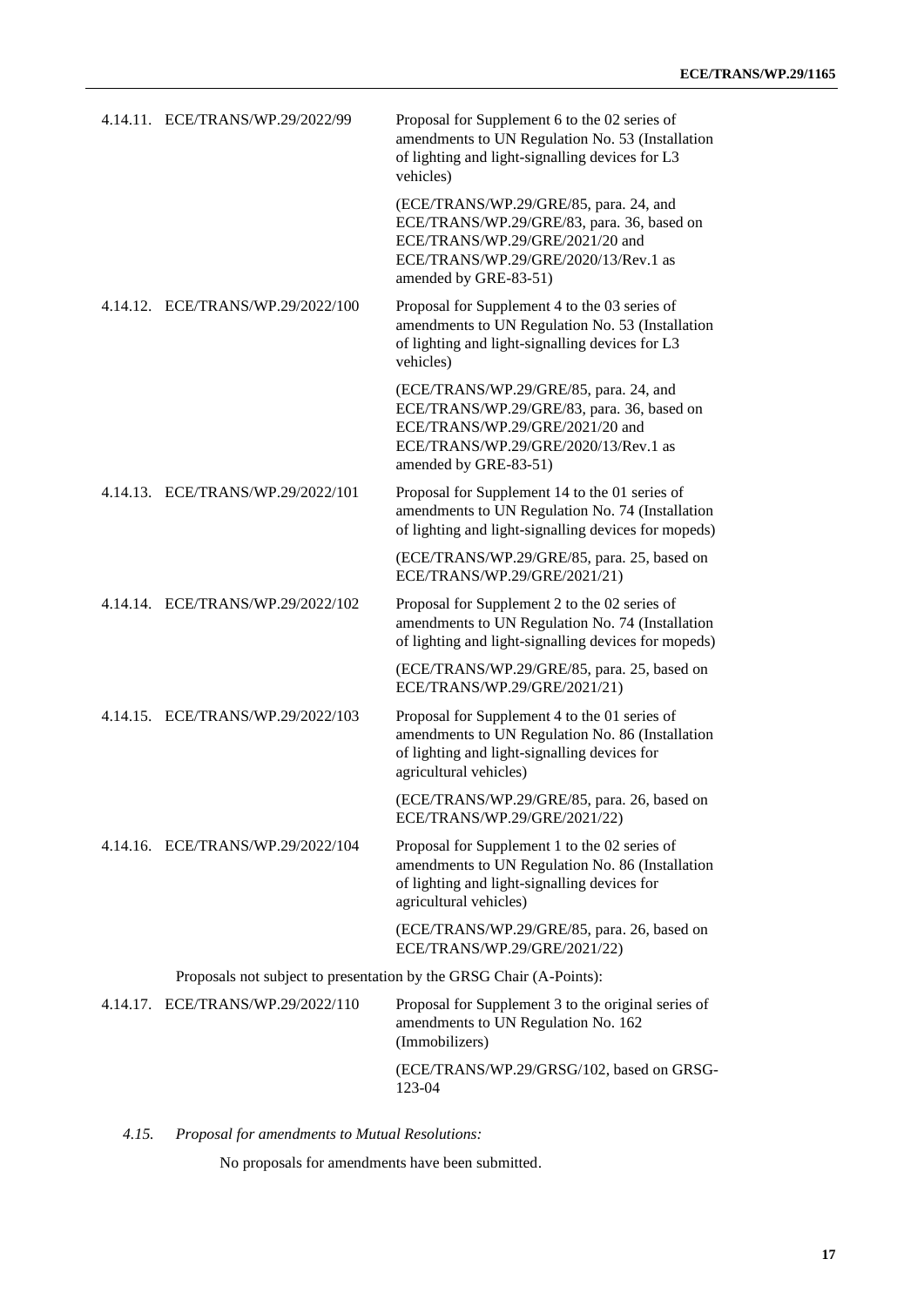| | | |
|---|---|---|
| 4.14.11. | ECE/TRANS/WP.29/2022/99 | Proposal for Supplement 6 to the 02 series of amendments to UN Regulation No. 53 (Installation of lighting and light-signalling devices for L3 vehicles) |
| | | (ECE/TRANS/WP.29/GRE/85, para. 24, and ECE/TRANS/WP.29/GRE/83, para. 36, based on ECE/TRANS/WP.29/GRE/2021/20 and ECE/TRANS/WP.29/GRE/2020/13/Rev.1 as amended by GRE-83-51) |
| 4.14.12. | ECE/TRANS/WP.29/2022/100 | Proposal for Supplement 4 to the 03 series of amendments to UN Regulation No. 53 (Installation of lighting and light-signalling devices for L3 vehicles) |
| | | (ECE/TRANS/WP.29/GRE/85, para. 24, and ECE/TRANS/WP.29/GRE/83, para. 36, based on ECE/TRANS/WP.29/GRE/2021/20 and ECE/TRANS/WP.29/GRE/2020/13/Rev.1 as amended by GRE-83-51) |
| 4.14.13. | ECE/TRANS/WP.29/2022/101 | Proposal for Supplement 14 to the 01 series of amendments to UN Regulation No. 74 (Installation of lighting and light-signalling devices for mopeds) |
| | | (ECE/TRANS/WP.29/GRE/85, para. 25, based on ECE/TRANS/WP.29/GRE/2021/21) |
| 4.14.14. | ECE/TRANS/WP.29/2022/102 | Proposal for Supplement 2 to the 02 series of amendments to UN Regulation No. 74 (Installation of lighting and light-signalling devices for mopeds) |
| | | (ECE/TRANS/WP.29/GRE/85, para. 25, based on ECE/TRANS/WP.29/GRE/2021/21) |
| 4.14.15. | ECE/TRANS/WP.29/2022/103 | Proposal for Supplement 4 to the 01 series of amendments to UN Regulation No. 86 (Installation of lighting and light-signalling devices for agricultural vehicles) |
| | | (ECE/TRANS/WP.29/GRE/85, para. 26, based on ECE/TRANS/WP.29/GRE/2021/22) |
| 4.14.16. | ECE/TRANS/WP.29/2022/104 | Proposal for Supplement 1 to the 02 series of amendments to UN Regulation No. 86 (Installation of lighting and light-signalling devices for agricultural vehicles) |
| | | (ECE/TRANS/WP.29/GRE/85, para. 26, based on ECE/TRANS/WP.29/GRE/2021/22) |

Proposals not subject to presentation by the GRSG Chair (A-Points):

| | | |
|---|---|---|
| 4.14.17. | ECE/TRANS/WP.29/2022/110 | Proposal for Supplement 3 to the original series of amendments to UN Regulation No. 162 (Immobilizers) |
| | | (ECE/TRANS/WP.29/GRSG/102, based on GRSG-123-04 |

*4.15. Proposal for amendments to Mutual Resolutions:*

No proposals for amendments have been submitted.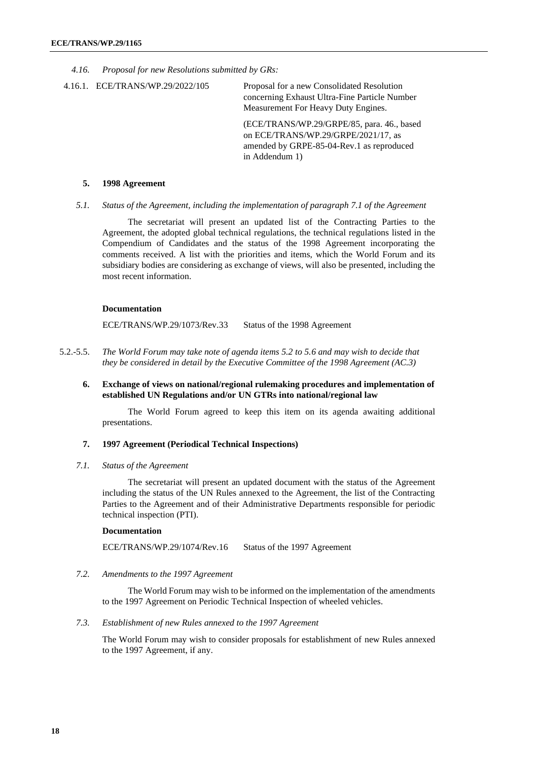*4.16. Proposal for new Resolutions submitted by GRs:*

| | | |
|---|---|---|
| 4.16.1. | ECE/TRANS/WP.29/2022/105 | Proposal for a new Consolidated Resolution concerning Exhaust Ultra-Fine Particle Number Measurement For Heavy Duty Engines.<br><br>(ECE/TRANS/WP.29/GRPE/85, para. 46., based on ECE/TRANS/WP.29/GRPE/2021/17, as amended by GRPE-85-04-Rev.1 as reproduced in Addendum 1) |

## 5. 1998 Agreement

*5.1. Status of the Agreement, including the implementation of paragraph 7.1 of the Agreement*

The secretariat will present an updated list of the Contracting Parties to the Agreement, the adopted global technical regulations, the technical regulations listed in the Compendium of Candidates and the status of the 1998 Agreement incorporating the comments received. A list with the priorities and items, which the World Forum and its subsidiary bodies are considering as exchange of views, will also be presented, including the most recent information.

**Documentation**

| | |
|---|---|
| ECE/TRANS/WP.29/1073/Rev.33 | Status of the 1998 Agreement |

5.2.-5.5. *The World Forum may take note of agenda items 5.2 to 5.6 and may wish to decide that they be considered in detail by the Executive Committee of the 1998 Agreement (AC.3)*

## 6. Exchange of views on national/regional rulemaking procedures and implementation of established UN Regulations and/or UN GTRs into national/regional law

The World Forum agreed to keep this item on its agenda awaiting additional presentations.

## 7. 1997 Agreement (Periodical Technical Inspections)

*7.1. Status of the Agreement*

The secretariat will present an updated document with the status of the Agreement including the status of the UN Rules annexed to the Agreement, the list of the Contracting Parties to the Agreement and of their Administrative Departments responsible for periodic technical inspection (PTI).

**Documentation**

| | |
|---|---|
| ECE/TRANS/WP.29/1074/Rev.16 | Status of the 1997 Agreement |

*7.2. Amendments to the 1997 Agreement*

The World Forum may wish to be informed on the implementation of the amendments to the 1997 Agreement on Periodic Technical Inspection of wheeled vehicles.

*7.3. Establishment of new Rules annexed to the 1997 Agreement*

The World Forum may wish to consider proposals for establishment of new Rules annexed to the 1997 Agreement, if any.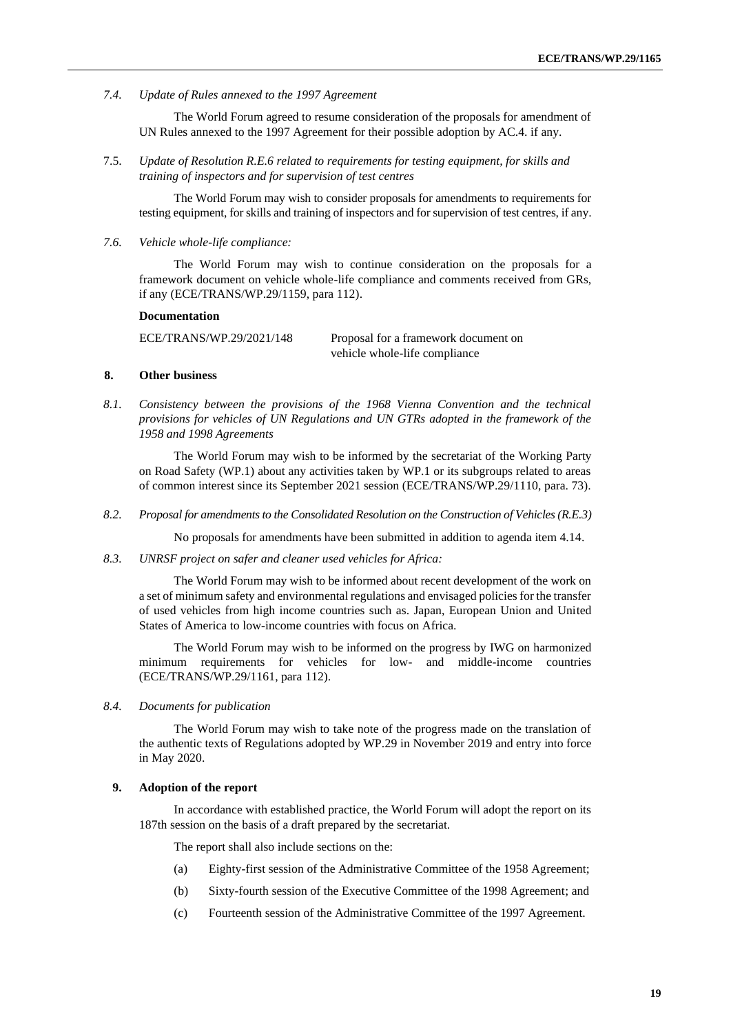*7.4. Update of Rules annexed to the 1997 Agreement*

The World Forum agreed to resume consideration of the proposals for amendment of UN Rules annexed to the 1997 Agreement for their possible adoption by AC.4. if any.

7.5. *Update of Resolution R.E.6 related to requirements for testing equipment, for skills and training of inspectors and for supervision of test centres*

The World Forum may wish to consider proposals for amendments to requirements for testing equipment, for skills and training of inspectors and for supervision of test centres, if any.

*7.6. Vehicle whole-life compliance:*

The World Forum may wish to continue consideration on the proposals for a framework document on vehicle whole-life compliance and comments received from GRs, if any (ECE/TRANS/WP.29/1159, para 112).

**Documentation**

| | |
|---|---|
| ECE/TRANS/WP.29/2021/148 | Proposal for a framework document on vehicle whole-life compliance |

## 8. Other business

*8.1. Consistency between the provisions of the 1968 Vienna Convention and the technical provisions for vehicles of UN Regulations and UN GTRs adopted in the framework of the 1958 and 1998 Agreements*

The World Forum may wish to be informed by the secretariat of the Working Party on Road Safety (WP.1) about any activities taken by WP.1 or its subgroups related to areas of common interest since its September 2021 session (ECE/TRANS/WP.29/1110, para. 73).

*8.2. Proposal for amendments to the Consolidated Resolution on the Construction of Vehicles (R.E.3)*

No proposals for amendments have been submitted in addition to agenda item 4.14.

*8.3. UNRSF project on safer and cleaner used vehicles for Africa:*

The World Forum may wish to be informed about recent development of the work on a set of minimum safety and environmental regulations and envisaged policies for the transfer of used vehicles from high income countries such as. Japan, European Union and United States of America to low-income countries with focus on Africa.

The World Forum may wish to be informed on the progress by IWG on harmonized minimum requirements for vehicles for low- and middle-income countries (ECE/TRANS/WP.29/1161, para 112).

*8.4. Documents for publication*

The World Forum may wish to take note of the progress made on the translation of the authentic texts of Regulations adopted by WP.29 in November 2019 and entry into force in May 2020.

## 9. Adoption of the report

In accordance with established practice, the World Forum will adopt the report on its 187th session on the basis of a draft prepared by the secretariat.

The report shall also include sections on the:

(a) Eighty-first session of the Administrative Committee of the 1958 Agreement;

(b) Sixty-fourth session of the Executive Committee of the 1998 Agreement; and

(c) Fourteenth session of the Administrative Committee of the 1997 Agreement.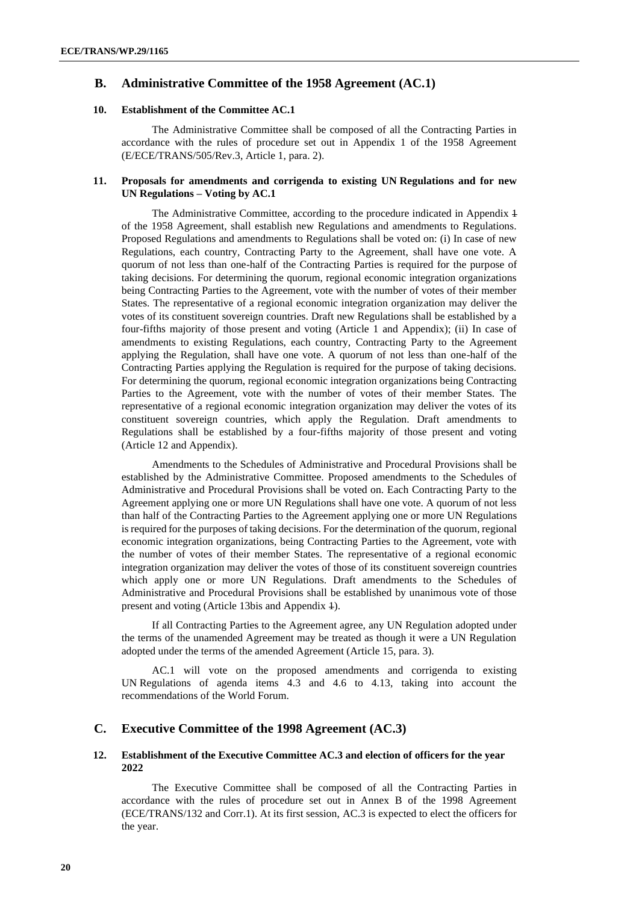## B. Administrative Committee of the 1958 Agreement (AC.1)

### 10. Establishment of the Committee AC.1

The Administrative Committee shall be composed of all the Contracting Parties in accordance with the rules of procedure set out in Appendix 1 of the 1958 Agreement (E/ECE/TRANS/505/Rev.3, Article 1, para. 2).

### 11. Proposals for amendments and corrigenda to existing UN Regulations and for new UN Regulations – Voting by AC.1

The Administrative Committee, according to the procedure indicated in Appendix ~~1~~ of the 1958 Agreement, shall establish new Regulations and amendments to Regulations. Proposed Regulations and amendments to Regulations shall be voted on: (i) In case of new Regulations, each country, Contracting Party to the Agreement, shall have one vote. A quorum of not less than one-half of the Contracting Parties is required for the purpose of taking decisions. For determining the quorum, regional economic integration organizations being Contracting Parties to the Agreement, vote with the number of votes of their member States. The representative of a regional economic integration organization may deliver the votes of its constituent sovereign countries. Draft new Regulations shall be established by a four-fifths majority of those present and voting (Article 1 and Appendix); (ii) In case of amendments to existing Regulations, each country, Contracting Party to the Agreement applying the Regulation, shall have one vote. A quorum of not less than one-half of the Contracting Parties applying the Regulation is required for the purpose of taking decisions. For determining the quorum, regional economic integration organizations being Contracting Parties to the Agreement, vote with the number of votes of their member States. The representative of a regional economic integration organization may deliver the votes of its constituent sovereign countries, which apply the Regulation. Draft amendments to Regulations shall be established by a four-fifths majority of those present and voting (Article 12 and Appendix).

Amendments to the Schedules of Administrative and Procedural Provisions shall be established by the Administrative Committee. Proposed amendments to the Schedules of Administrative and Procedural Provisions shall be voted on. Each Contracting Party to the Agreement applying one or more UN Regulations shall have one vote. A quorum of not less than half of the Contracting Parties to the Agreement applying one or more UN Regulations is required for the purposes of taking decisions. For the determination of the quorum, regional economic integration organizations, being Contracting Parties to the Agreement, vote with the number of votes of their member States. The representative of a regional economic integration organization may deliver the votes of those of its constituent sovereign countries which apply one or more UN Regulations. Draft amendments to the Schedules of Administrative and Procedural Provisions shall be established by unanimous vote of those present and voting (Article 13bis and Appendix ~~1~~).

If all Contracting Parties to the Agreement agree, any UN Regulation adopted under the terms of the unamended Agreement may be treated as though it were a UN Regulation adopted under the terms of the amended Agreement (Article 15, para. 3).

AC.1 will vote on the proposed amendments and corrigenda to existing UN Regulations of agenda items 4.3 and 4.6 to 4.13, taking into account the recommendations of the World Forum.

## C. Executive Committee of the 1998 Agreement (AC.3)

### 12. Establishment of the Executive Committee AC.3 and election of officers for the year 2022

The Executive Committee shall be composed of all the Contracting Parties in accordance with the rules of procedure set out in Annex B of the 1998 Agreement (ECE/TRANS/132 and Corr.1). At its first session, AC.3 is expected to elect the officers for the year.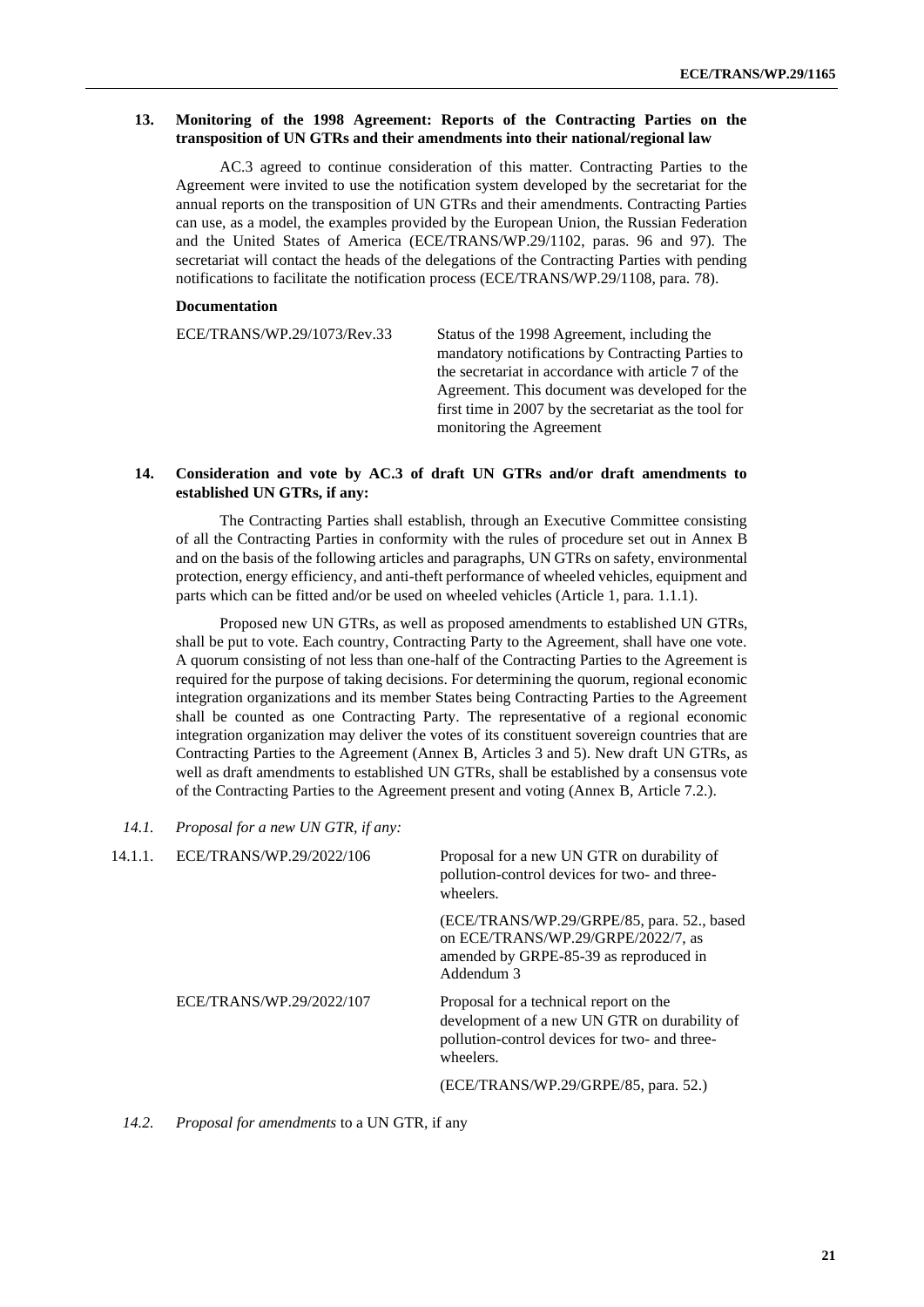### 13. Monitoring of the 1998 Agreement: Reports of the Contracting Parties on the transposition of UN GTRs and their amendments into their national/regional law

AC.3 agreed to continue consideration of this matter. Contracting Parties to the Agreement were invited to use the notification system developed by the secretariat for the annual reports on the transposition of UN GTRs and their amendments. Contracting Parties can use, as a model, the examples provided by the European Union, the Russian Federation and the United States of America (ECE/TRANS/WP.29/1102, paras. 96 and 97). The secretariat will contact the heads of the delegations of the Contracting Parties with pending notifications to facilitate the notification process (ECE/TRANS/WP.29/1108, para. 78).

**Documentation**

| | |
|---|---|
| ECE/TRANS/WP.29/1073/Rev.33 | Status of the 1998 Agreement, including the mandatory notifications by Contracting Parties to the secretariat in accordance with article 7 of the Agreement. This document was developed for the first time in 2007 by the secretariat as the tool for monitoring the Agreement |

### 14. Consideration and vote by AC.3 of draft UN GTRs and/or draft amendments to established UN GTRs, if any:

The Contracting Parties shall establish, through an Executive Committee consisting of all the Contracting Parties in conformity with the rules of procedure set out in Annex B and on the basis of the following articles and paragraphs, UN GTRs on safety, environmental protection, energy efficiency, and anti-theft performance of wheeled vehicles, equipment and parts which can be fitted and/or be used on wheeled vehicles (Article 1, para. 1.1.1).

Proposed new UN GTRs, as well as proposed amendments to established UN GTRs, shall be put to vote. Each country, Contracting Party to the Agreement, shall have one vote. A quorum consisting of not less than one-half of the Contracting Parties to the Agreement is required for the purpose of taking decisions. For determining the quorum, regional economic integration organizations and its member States being Contracting Parties to the Agreement shall be counted as one Contracting Party. The representative of a regional economic integration organization may deliver the votes of its constituent sovereign countries that are Contracting Parties to the Agreement (Annex B, Articles 3 and 5). New draft UN GTRs, as well as draft amendments to established UN GTRs, shall be established by a consensus vote of the Contracting Parties to the Agreement present and voting (Annex B, Article 7.2.).

*14.1. Proposal for a new UN GTR, if any:*

| | | |
|---|---|---|
| 14.1.1. | ECE/TRANS/WP.29/2022/106 | Proposal for a new UN GTR on durability of pollution-control devices for two- and three-wheelers.<br><br>(ECE/TRANS/WP.29/GRPE/85, para. 52., based on ECE/TRANS/WP.29/GRPE/2022/7, as amended by GRPE-85-39 as reproduced in Addendum 3 |
| | ECE/TRANS/WP.29/2022/107 | Proposal for a technical report on the development of a new UN GTR on durability of pollution-control devices for two- and three-wheelers.<br><br>(ECE/TRANS/WP.29/GRPE/85, para. 52.) |

*14.2. Proposal for amendments* to a UN GTR, if any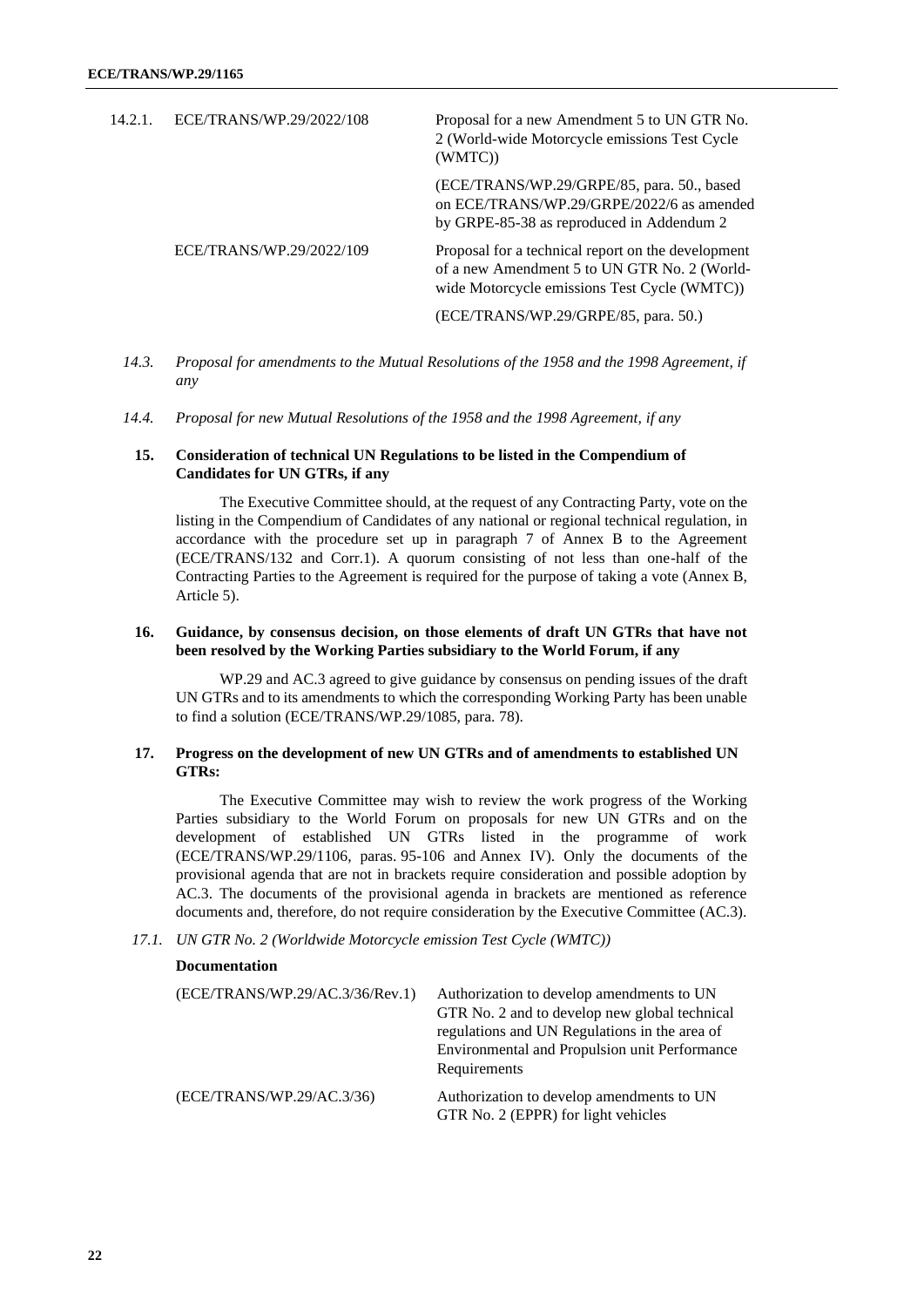| | | |
|---|---|---|
| 14.2.1. | ECE/TRANS/WP.29/2022/108 | Proposal for a new Amendment 5 to UN GTR No. 2 (World-wide Motorcycle emissions Test Cycle (WMTC)) |
| | | (ECE/TRANS/WP.29/GRPE/85, para. 50., based on ECE/TRANS/WP.29/GRPE/2022/6 as amended by GRPE-85-38 as reproduced in Addendum 2 |
| | ECE/TRANS/WP.29/2022/109 | Proposal for a technical report on the development of a new Amendment 5 to UN GTR No. 2 (World-wide Motorcycle emissions Test Cycle (WMTC)) |
| | | (ECE/TRANS/WP.29/GRPE/85, para. 50.) |

*14.3. Proposal for amendments to the Mutual Resolutions of the 1958 and the 1998 Agreement, if any*

*14.4. Proposal for new Mutual Resolutions of the 1958 and the 1998 Agreement, if any*

### 15. Consideration of technical UN Regulations to be listed in the Compendium of Candidates for UN GTRs, if any

The Executive Committee should, at the request of any Contracting Party, vote on the listing in the Compendium of Candidates of any national or regional technical regulation, in accordance with the procedure set up in paragraph 7 of Annex B to the Agreement (ECE/TRANS/132 and Corr.1). A quorum consisting of not less than one-half of the Contracting Parties to the Agreement is required for the purpose of taking a vote (Annex B, Article 5).

### 16. Guidance, by consensus decision, on those elements of draft UN GTRs that have not been resolved by the Working Parties subsidiary to the World Forum, if any

WP.29 and AC.3 agreed to give guidance by consensus on pending issues of the draft UN GTRs and to its amendments to which the corresponding Working Party has been unable to find a solution (ECE/TRANS/WP.29/1085, para. 78).

### 17. Progress on the development of new UN GTRs and of amendments to established UN GTRs:

The Executive Committee may wish to review the work progress of the Working Parties subsidiary to the World Forum on proposals for new UN GTRs and on the development of established UN GTRs listed in the programme of work (ECE/TRANS/WP.29/1106, paras. 95-106 and Annex IV). Only the documents of the provisional agenda that are not in brackets require consideration and possible adoption by AC.3. The documents of the provisional agenda in brackets are mentioned as reference documents and, therefore, do not require consideration by the Executive Committee (AC.3).

*17.1. UN GTR No. 2 (Worldwide Motorcycle emission Test Cycle (WMTC))*

**Documentation**

| | |
|---|---|
| (ECE/TRANS/WP.29/AC.3/36/Rev.1) | Authorization to develop amendments to UN GTR No. 2 and to develop new global technical regulations and UN Regulations in the area of Environmental and Propulsion unit Performance Requirements |
| (ECE/TRANS/WP.29/AC.3/36) | Authorization to develop amendments to UN GTR No. 2 (EPPR) for light vehicles |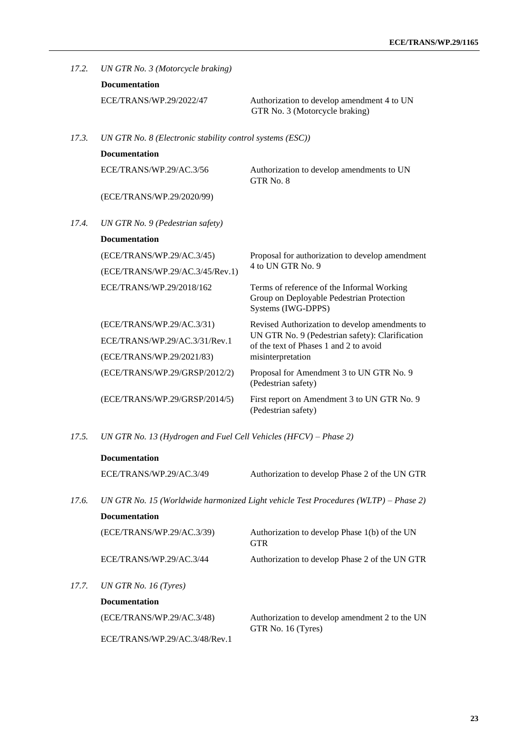*17.2. UN GTR No. 3 (Motorcycle braking)*

**Documentation**

| | |
|---|---|
| ECE/TRANS/WP.29/2022/47 | Authorization to develop amendment 4 to UN GTR No. 3 (Motorcycle braking) |

*17.3. UN GTR No. 8 (Electronic stability control systems (ESC))*

**Documentation**

| | |
|---|---|
| ECE/TRANS/WP.29/AC.3/56 | Authorization to develop amendments to UN GTR No. 8 |
| (ECE/TRANS/WP.29/2020/99) | |

*17.4. UN GTR No. 9 (Pedestrian safety)*

**Documentation**

| | |
|---|---|
| (ECE/TRANS/WP.29/AC.3/45)<br>(ECE/TRANS/WP.29/AC.3/45/Rev.1) | Proposal for authorization to develop amendment 4 to UN GTR No. 9 |
| ECE/TRANS/WP.29/2018/162 | Terms of reference of the Informal Working Group on Deployable Pedestrian Protection Systems (IWG-DPPS) |
| (ECE/TRANS/WP.29/AC.3/31)<br>ECE/TRANS/WP.29/AC.3/31/Rev.1<br>(ECE/TRANS/WP.29/2021/83) | Revised Authorization to develop amendments to UN GTR No. 9 (Pedestrian safety): Clarification of the text of Phases 1 and 2 to avoid misinterpretation |
| (ECE/TRANS/WP.29/GRSP/2012/2) | Proposal for Amendment 3 to UN GTR No. 9 (Pedestrian safety) |
| (ECE/TRANS/WP.29/GRSP/2014/5) | First report on Amendment 3 to UN GTR No. 9 (Pedestrian safety) |

*17.5. UN GTR No. 13 (Hydrogen and Fuel Cell Vehicles (HFCV) – Phase 2)*

**Documentation**

| | |
|---|---|
| ECE/TRANS/WP.29/AC.3/49 | Authorization to develop Phase 2 of the UN GTR |

*17.6. UN GTR No. 15 (Worldwide harmonized Light vehicle Test Procedures (WLTP) – Phase 2)*

**Documentation**

| | |
|---|---|
| (ECE/TRANS/WP.29/AC.3/39) | Authorization to develop Phase 1(b) of the UN GTR |
| ECE/TRANS/WP.29/AC.3/44 | Authorization to develop Phase 2 of the UN GTR |

*17.7. UN GTR No. 16 (Tyres)*

**Documentation**

| | |
|---|---|
| (ECE/TRANS/WP.29/AC.3/48)<br>ECE/TRANS/WP.29/AC.3/48/Rev.1 | Authorization to develop amendment 2 to the UN GTR No. 16 (Tyres) |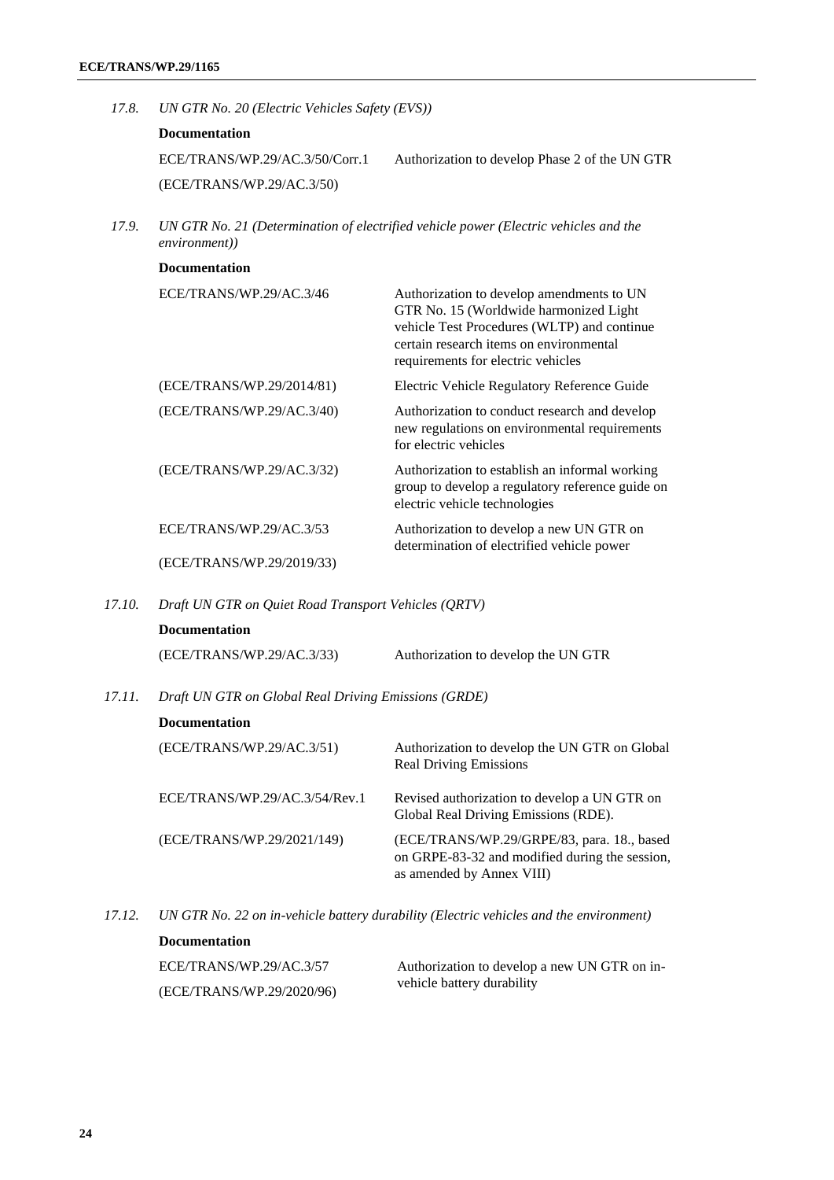*17.8. UN GTR No. 20 (Electric Vehicles Safety (EVS))*

**Documentation**

| | |
|---|---|
| ECE/TRANS/WP.29/AC.3/50/Corr.1 | Authorization to develop Phase 2 of the UN GTR |
| (ECE/TRANS/WP.29/AC.3/50) | |

*17.9. UN GTR No. 21 (Determination of electrified vehicle power (Electric vehicles and the environment))*

**Documentation**

| | |
|---|---|
| ECE/TRANS/WP.29/AC.3/46 | Authorization to develop amendments to UN GTR No. 15 (Worldwide harmonized Light vehicle Test Procedures (WLTP) and continue certain research items on environmental requirements for electric vehicles |
| (ECE/TRANS/WP.29/2014/81) | Electric Vehicle Regulatory Reference Guide |
| (ECE/TRANS/WP.29/AC.3/40) | Authorization to conduct research and develop new regulations on environmental requirements for electric vehicles |
| (ECE/TRANS/WP.29/AC.3/32) | Authorization to establish an informal working group to develop a regulatory reference guide on electric vehicle technologies |
| ECE/TRANS/WP.29/AC.3/53 | Authorization to develop a new UN GTR on determination of electrified vehicle power |
| (ECE/TRANS/WP.29/2019/33) | |

*17.10. Draft UN GTR on Quiet Road Transport Vehicles (QRTV)*

**Documentation**

| | |
|---|---|
| (ECE/TRANS/WP.29/AC.3/33) | Authorization to develop the UN GTR |

*17.11. Draft UN GTR on Global Real Driving Emissions (GRDE)*

**Documentation**

| | |
|---|---|
| (ECE/TRANS/WP.29/AC.3/51) | Authorization to develop the UN GTR on Global Real Driving Emissions |
| ECE/TRANS/WP.29/AC.3/54/Rev.1 | Revised authorization to develop a UN GTR on Global Real Driving Emissions (RDE). |
| (ECE/TRANS/WP.29/2021/149) | (ECE/TRANS/WP.29/GRPE/83, para. 18., based on GRPE-83-32 and modified during the session, as amended by Annex VIII) |

*17.12. UN GTR No. 22 on in-vehicle battery durability (Electric vehicles and the environment)*

**Documentation**

| | |
|---|---|
| ECE/TRANS/WP.29/AC.3/57 | Authorization to develop a new UN GTR on in-vehicle battery durability |
| (ECE/TRANS/WP.29/2020/96) | |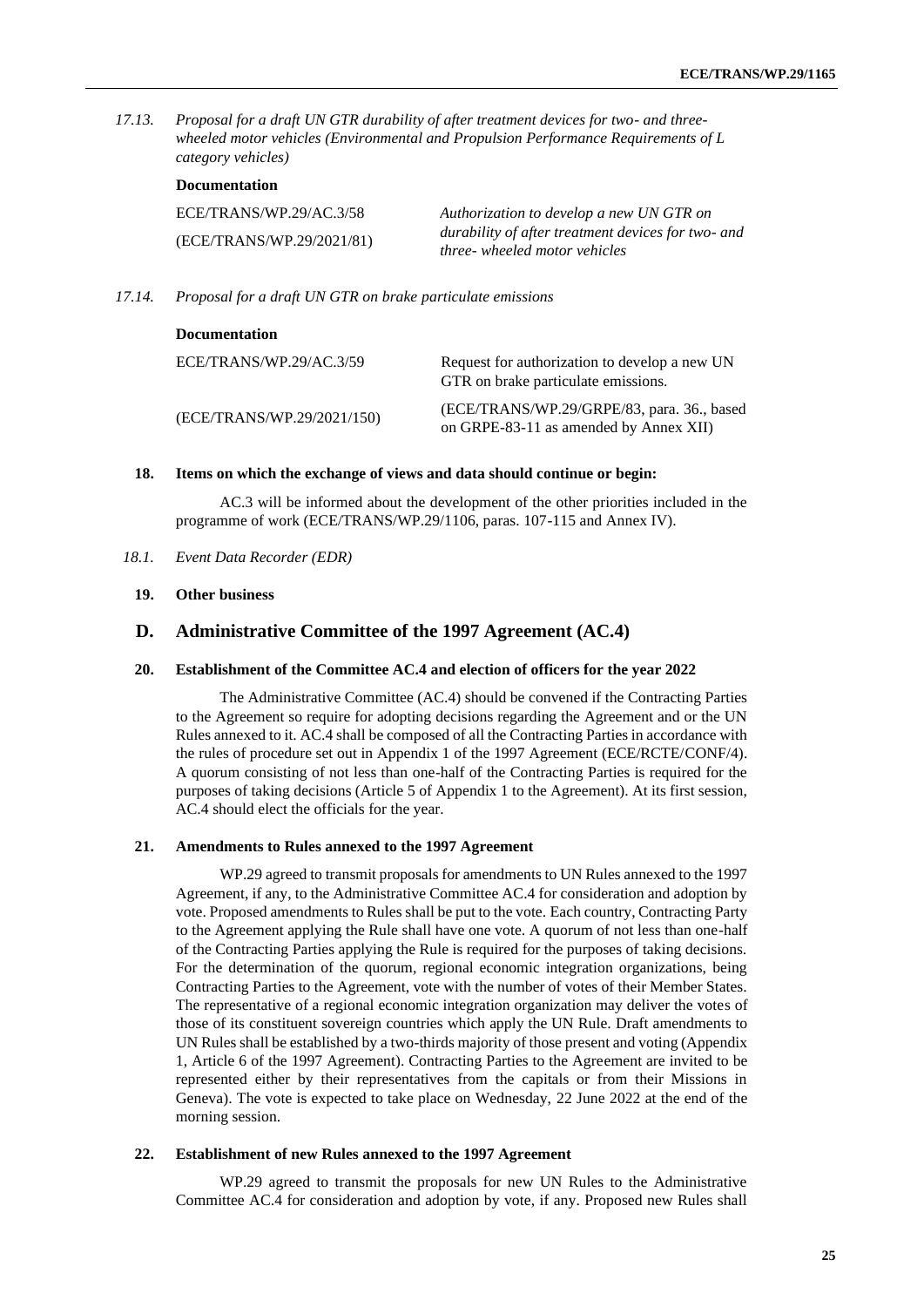*17.13. Proposal for a draft UN GTR durability of after treatment devices for two- and three-wheeled motor vehicles (Environmental and Propulsion Performance Requirements of L category vehicles)*

**Documentation**

| | |
|---|---|
| ECE/TRANS/WP.29/AC.3/58 (ECE/TRANS/WP.29/2021/81) | *Authorization to develop a new UN GTR on durability of after treatment devices for two- and three- wheeled motor vehicles* |

*17.14. Proposal for a draft UN GTR on brake particulate emissions*

**Documentation**

| | |
|---|---|
| ECE/TRANS/WP.29/AC.3/59 | Request for authorization to develop a new UN GTR on brake particulate emissions. |
| (ECE/TRANS/WP.29/2021/150) | (ECE/TRANS/WP.29/GRPE/83, para. 36., based on GRPE-83-11 as amended by Annex XII) |

### 18. Items on which the exchange of views and data should continue or begin:

AC.3 will be informed about the development of the other priorities included in the programme of work (ECE/TRANS/WP.29/1106, paras. 107-115 and Annex IV).

*18.1. Event Data Recorder (EDR)*

### 19. Other business

## D. Administrative Committee of the 1997 Agreement (AC.4)

### 20. Establishment of the Committee AC.4 and election of officers for the year 2022

The Administrative Committee (AC.4) should be convened if the Contracting Parties to the Agreement so require for adopting decisions regarding the Agreement and or the UN Rules annexed to it. AC.4 shall be composed of all the Contracting Parties in accordance with the rules of procedure set out in Appendix 1 of the 1997 Agreement (ECE/RCTE/CONF/4). A quorum consisting of not less than one-half of the Contracting Parties is required for the purposes of taking decisions (Article 5 of Appendix 1 to the Agreement). At its first session, AC.4 should elect the officials for the year.

### 21. Amendments to Rules annexed to the 1997 Agreement

WP.29 agreed to transmit proposals for amendments to UN Rules annexed to the 1997 Agreement, if any, to the Administrative Committee AC.4 for consideration and adoption by vote. Proposed amendments to Rules shall be put to the vote. Each country, Contracting Party to the Agreement applying the Rule shall have one vote. A quorum of not less than one-half of the Contracting Parties applying the Rule is required for the purposes of taking decisions. For the determination of the quorum, regional economic integration organizations, being Contracting Parties to the Agreement, vote with the number of votes of their Member States. The representative of a regional economic integration organization may deliver the votes of those of its constituent sovereign countries which apply the UN Rule. Draft amendments to UN Rules shall be established by a two-thirds majority of those present and voting (Appendix 1, Article 6 of the 1997 Agreement). Contracting Parties to the Agreement are invited to be represented either by their representatives from the capitals or from their Missions in Geneva). The vote is expected to take place on Wednesday, 22 June 2022 at the end of the morning session.

### 22. Establishment of new Rules annexed to the 1997 Agreement

WP.29 agreed to transmit the proposals for new UN Rules to the Administrative Committee AC.4 for consideration and adoption by vote, if any. Proposed new Rules shall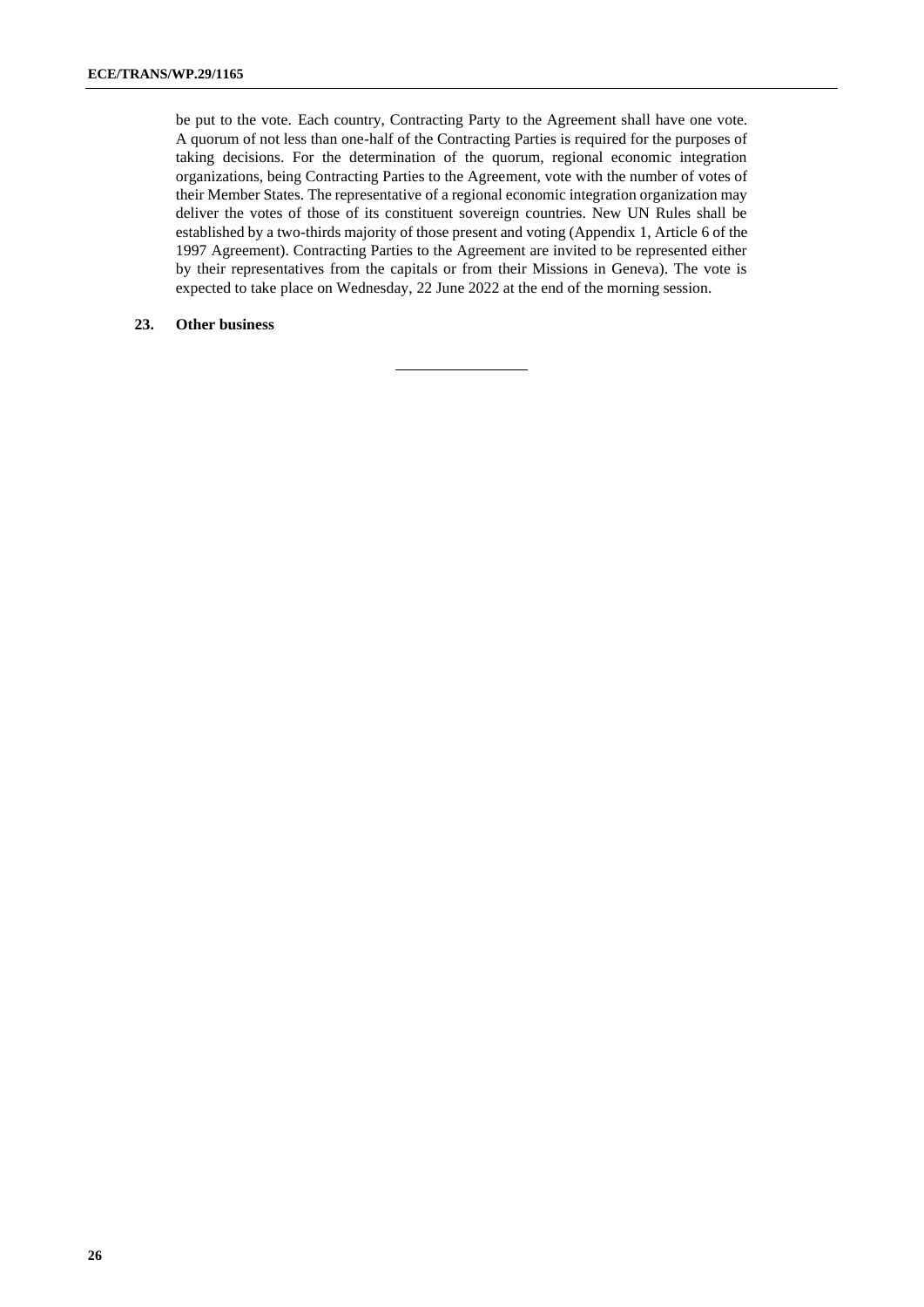be put to the vote. Each country, Contracting Party to the Agreement shall have one vote. A quorum of not less than one-half of the Contracting Parties is required for the purposes of taking decisions. For the determination of the quorum, regional economic integration organizations, being Contracting Parties to the Agreement, vote with the number of votes of their Member States. The representative of a regional economic integration organization may deliver the votes of those of its constituent sovereign countries. New UN Rules shall be established by a two-thirds majority of those present and voting (Appendix 1, Article 6 of the 1997 Agreement). Contracting Parties to the Agreement are invited to be represented either by their representatives from the capitals or from their Missions in Geneva). The vote is expected to take place on Wednesday, 22 June 2022 at the end of the morning session.

### 23. Other business